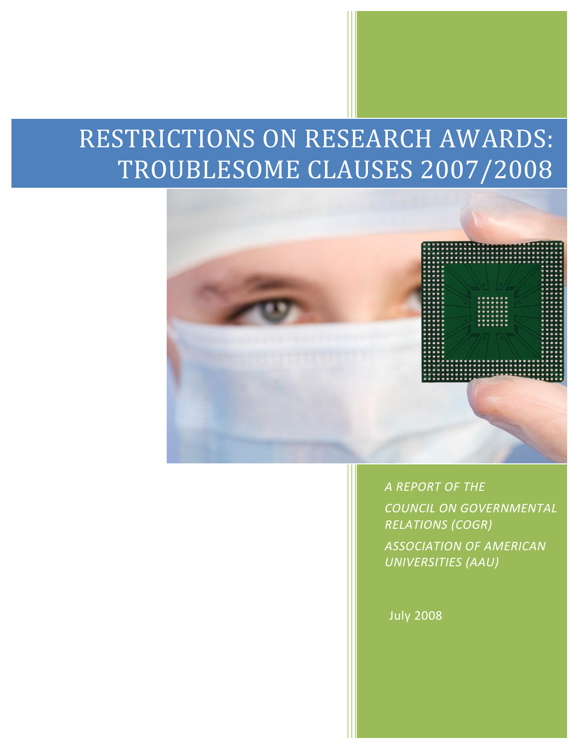# RESTRICTIONS ON RESEARCH AWARDS: TROUBLESOME CLAUSES 2007/2008

*A REPORT OF THE*

*COUNCIL ON GOVERNMENTAL RELATIONS (COGR)*

*ASSOCIATION OF AMERICAN UNIVERSITIES (AAU)*

July 2008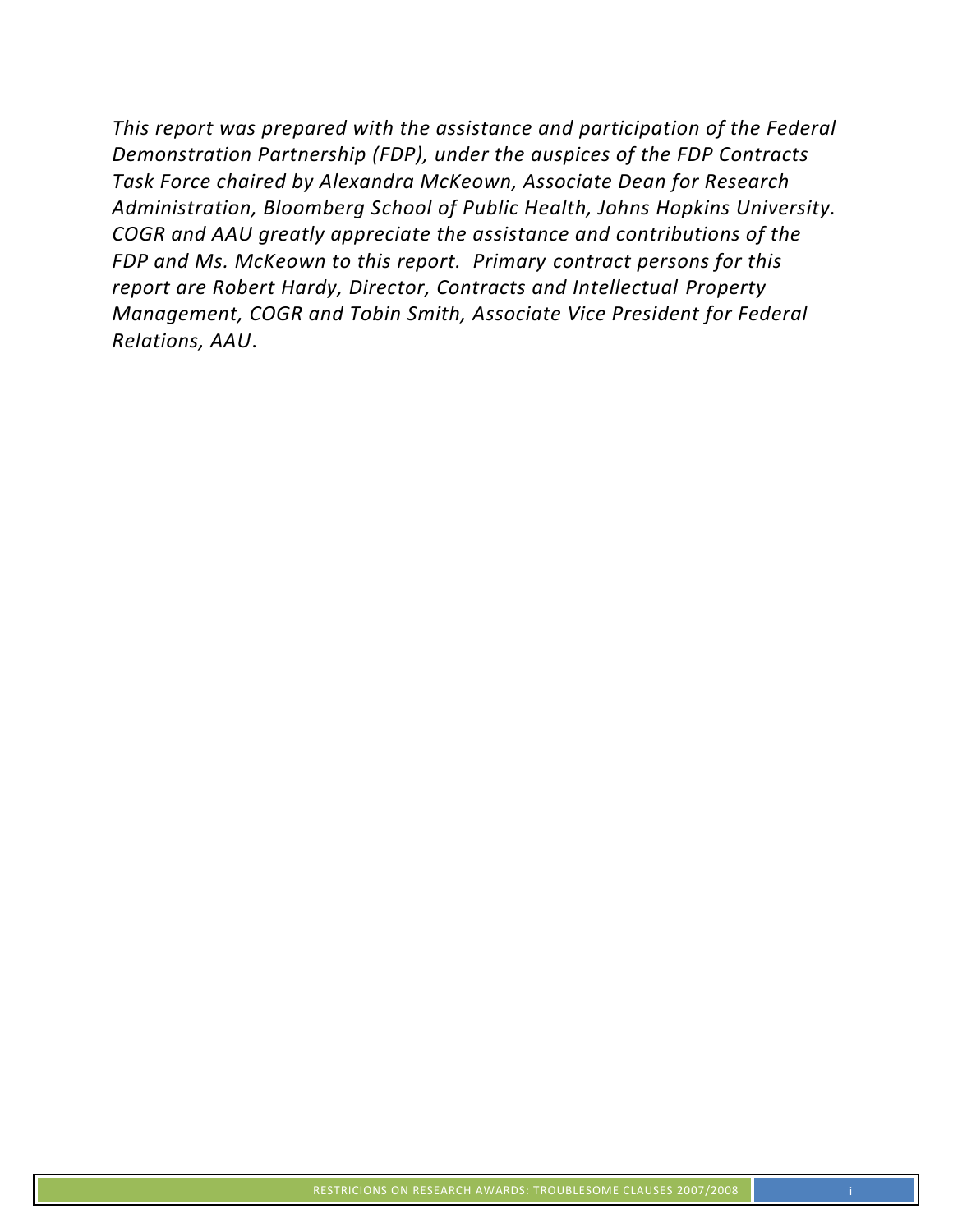*This report was prepared with the assistance and participation of the Federal Demonstration Partnership (FDP), under the auspices of the FDP Contracts Task Force chaired by Alexandra McKeown, Associate Dean for Research Administration, Bloomberg School of Public Health, Johns Hopkins University. COGR and AAU greatly appreciate the assistance and contributions of the FDP and Ms. McKeown to this report. Primary contract persons for this report are Robert Hardy, Director, Contracts and Intellectual Property Management, COGR and Tobin Smith, Associate Vice President for Federal Relations, AAU*.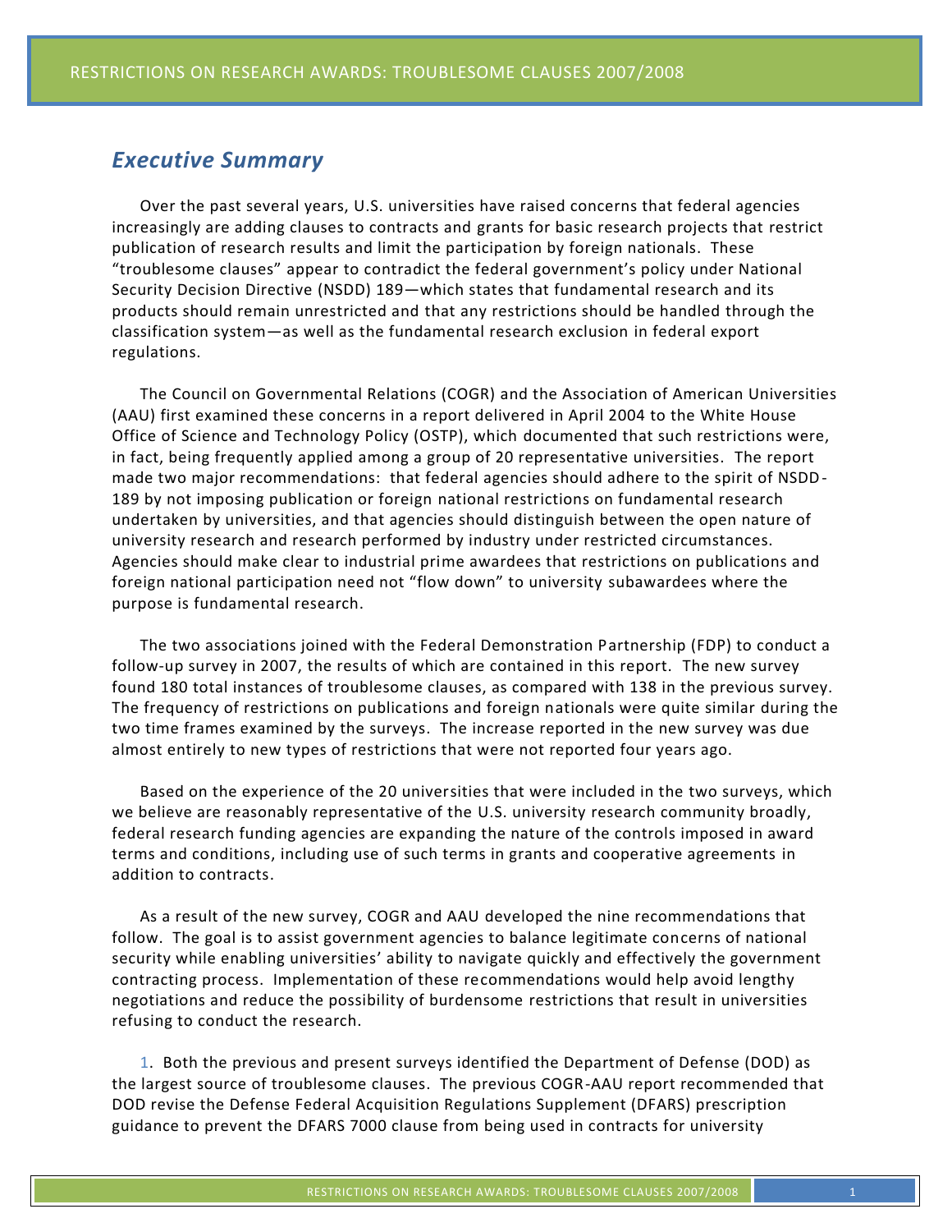## *Executive Summary*

Over the past several years, U.S. universities have raised concerns that federal agencies increasingly are adding clauses to contracts and grants for basic research projects that restrict publication of research results and limit the participation by foreign nationals. These "troublesome clauses" appear to contradict the federal government's policy under National Security Decision Directive (NSDD) 189—which states that fundamental research and its products should remain unrestricted and that any restrictions should be handled through the classification system—as well as the fundamental research exclusion in federal export regulations.

The Council on Governmental Relations (COGR) and the Association of American Universities (AAU) first examined these concerns in a report delivered in April 2004 to the White House Office of Science and Technology Policy (OSTP), which documented that such restrictions were, in fact, being frequently applied among a group of 20 representative universities. The report made two major recommendations: that federal agencies should adhere to the spirit of NSDD-189 by not imposing publication or foreign national restrictions on fundamental research undertaken by universities, and that agencies should distinguish between the open nature of university research and research performed by industry under restricted circumstances. Agencies should make clear to industrial prime awardees that restrictions on publications and foreign national participation need not "flow down" to university subawardees where the purpose is fundamental research.

The two associations joined with the Federal Demonstration Partnership (FDP) to conduct a follow-up survey in 2007, the results of which are contained in this report. The new survey found 180 total instances of troublesome clauses, as compared with 138 in the previous survey. The frequency of restrictions on publications and foreign nationals were quite similar during the two time frames examined by the surveys. The increase reported in the new survey was due almost entirely to new types of restrictions that were not reported four years ago.

Based on the experience of the 20 universities that were included in the two surveys, which we believe are reasonably representative of the U.S. university research community broadly, federal research funding agencies are expanding the nature of the controls imposed in award terms and conditions, including use of such terms in grants and cooperative agreements in addition to contracts.

As a result of the new survey, COGR and AAU developed the nine recommendations that follow. The goal is to assist government agencies to balance legitimate concerns of national security while enabling universities' ability to navigate quickly and effectively the government contracting process. Implementation of these recommendations would help avoid lengthy negotiations and reduce the possibility of burdensome restrictions that result in universities refusing to conduct the research.

1. Both the previous and present surveys identified the Department of Defense (DOD) as the largest source of troublesome clauses. The previous COGR-AAU report recommended that DOD revise the Defense Federal Acquisition Regulations Supplement (DFARS) prescription guidance to prevent the DFARS 7000 clause from being used in contracts for university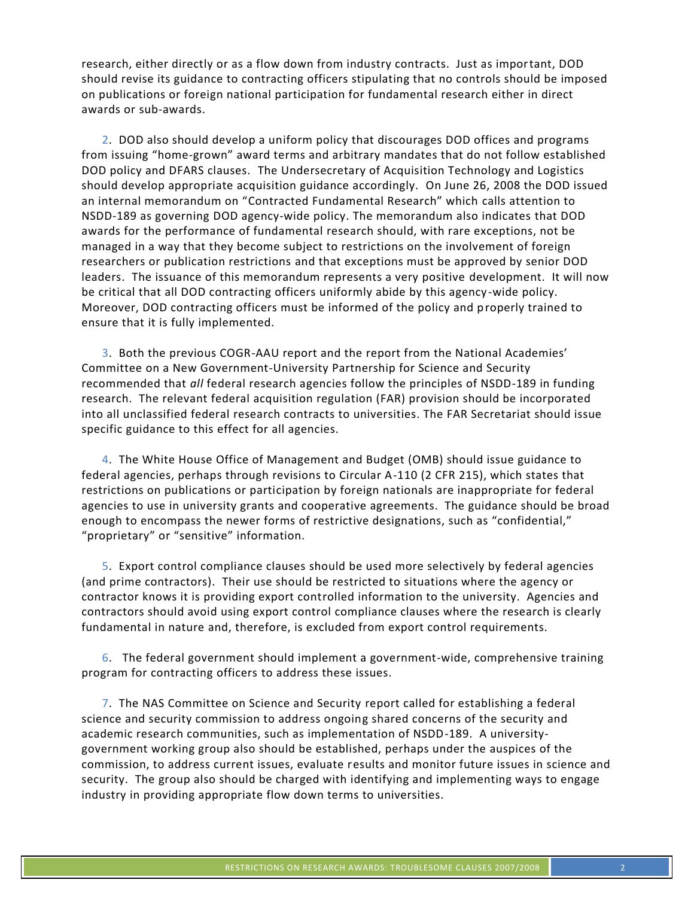research, either directly or as a flow down from industry contracts. Just as important, DOD should revise its guidance to contracting officers stipulating that no controls should be imposed on publications or foreign national participation for fundamental research either in direct awards or sub-awards.

2. DOD also should develop a uniform policy that discourages DOD offices and programs from issuing "home-grown" award terms and arbitrary mandates that do not follow established DOD policy and DFARS clauses. The Undersecretary of Acquisition Technology and Logistics should develop appropriate acquisition guidance accordingly. On June 26, 2008 the DOD issued an internal memorandum on "Contracted Fundamental Research" which calls attention to NSDD-189 as governing DOD agency-wide policy. The memorandum also indicates that DOD awards for the performance of fundamental research should, with rare exceptions, not be managed in a way that they become subject to restrictions on the involvement of foreign researchers or publication restrictions and that exceptions must be approved by senior DOD leaders. The issuance of this memorandum represents a very positive development. It will now be critical that all DOD contracting officers uniformly abide by this agency-wide policy. Moreover, DOD contracting officers must be informed of the policy and properly trained to ensure that it is fully implemented.

3. Both the previous COGR-AAU report and the report from the National Academies' Committee on a New Government-University Partnership for Science and Security recommended that *all* federal research agencies follow the principles of NSDD-189 in funding research. The relevant federal acquisition regulation (FAR) provision should be incorporated into all unclassified federal research contracts to universities. The FAR Secretariat should issue specific guidance to this effect for all agencies.

4. The White House Office of Management and Budget (OMB) should issue guidance to federal agencies, perhaps through revisions to Circular A-110 (2 CFR 215), which states that restrictions on publications or participation by foreign nationals are inappropriate for federal agencies to use in university grants and cooperative agreements. The guidance should be broad enough to encompass the newer forms of restrictive designations, such as "confidential," "proprietary" or "sensitive" information.

5. Export control compliance clauses should be used more selectively by federal agencies (and prime contractors). Their use should be restricted to situations where the agency or contractor knows it is providing export controlled information to the university. Agencies and contractors should avoid using export control compliance clauses where the research is clearly fundamental in nature and, therefore, is excluded from export control requirements.

6. The federal government should implement a government-wide, comprehensive training program for contracting officers to address these issues.

7. The NAS Committee on Science and Security report called for establishing a federal science and security commission to address ongoing shared concerns of the security and academic research communities, such as implementation of NSDD-189. A university-government working group also should be established, perhaps under the auspices of the commission, to address current issues, evaluate results and monitor future issues in science and security. The group also should be charged with identifying and implementing ways to engage industry in providing appropriate flow down terms to universities.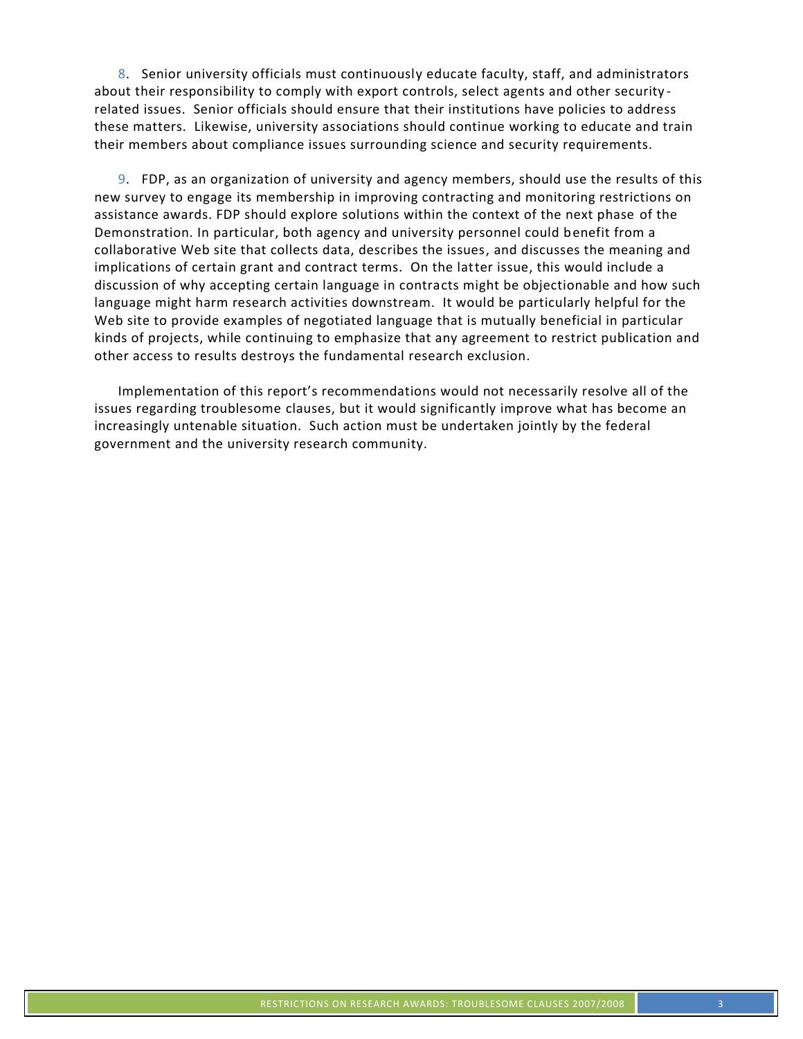8. Senior university officials must continuously educate faculty, staff, and administrators about their responsibility to comply with export controls, select agents and other security-related issues. Senior officials should ensure that their institutions have policies to address these matters. Likewise, university associations should continue working to educate and train their members about compliance issues surrounding science and security requirements.

9. FDP, as an organization of university and agency members, should use the results of this new survey to engage its membership in improving contracting and monitoring restrictions on assistance awards. FDP should explore solutions within the context of the next phase of the Demonstration. In particular, both agency and university personnel could benefit from a collaborative Web site that collects data, describes the issues, and discusses the meaning and implications of certain grant and contract terms. On the latter issue, this would include a discussion of why accepting certain language in contracts might be objectionable and how such language might harm research activities downstream. It would be particularly helpful for the Web site to provide examples of negotiated language that is mutually beneficial in particular kinds of projects, while continuing to emphasize that any agreement to restrict publication and other access to results destroys the fundamental research exclusion.

Implementation of this report's recommendations would not necessarily resolve all of the issues regarding troublesome clauses, but it would significantly improve what has become an increasingly untenable situation. Such action must be undertaken jointly by the federal government and the university research community.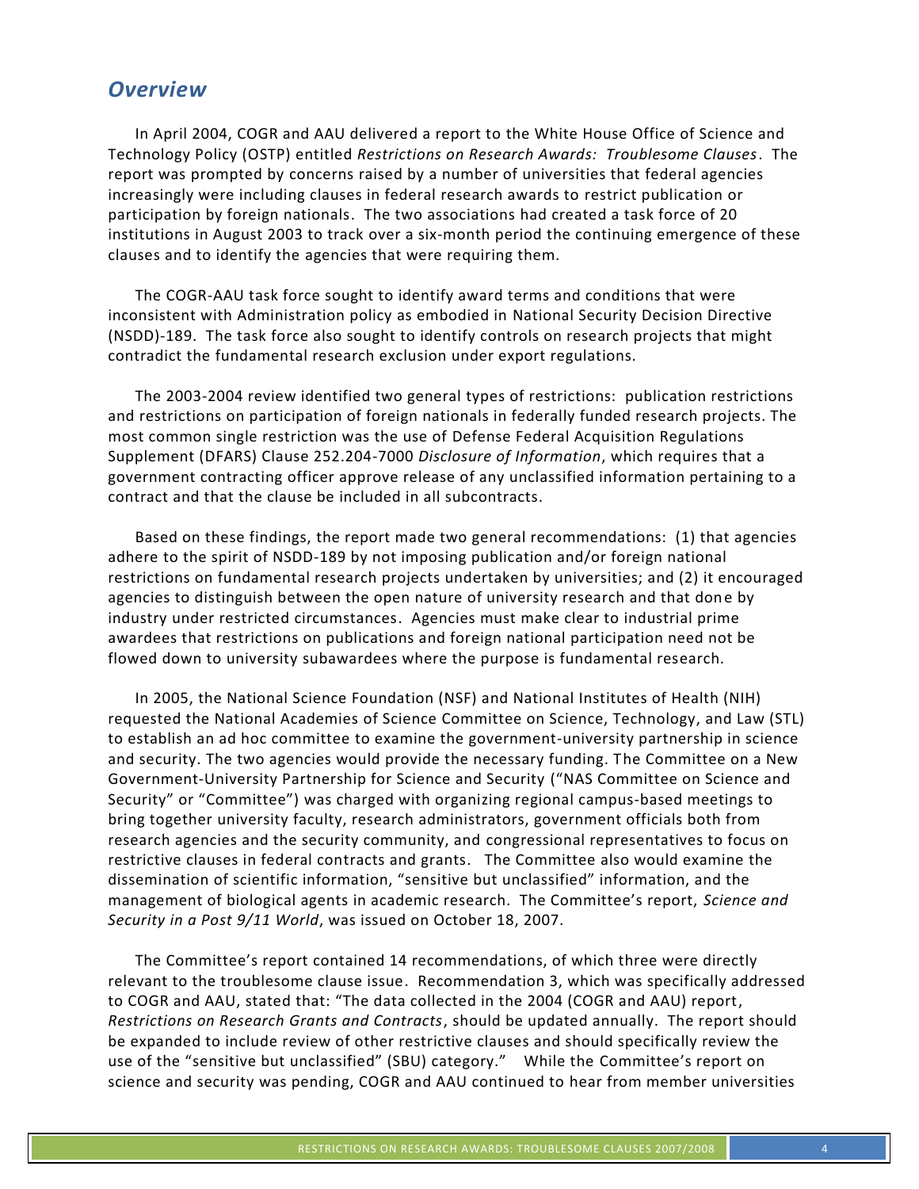## *Overview*

In April 2004, COGR and AAU delivered a report to the White House Office of Science and Technology Policy (OSTP) entitled *Restrictions on Research Awards: Troublesome Clauses*. The report was prompted by concerns raised by a number of universities that federal agencies increasingly were including clauses in federal research awards to restrict publication or participation by foreign nationals. The two associations had created a task force of 20 institutions in August 2003 to track over a six-month period the continuing emergence of these clauses and to identify the agencies that were requiring them.

The COGR-AAU task force sought to identify award terms and conditions that were inconsistent with Administration policy as embodied in National Security Decision Directive (NSDD)-189. The task force also sought to identify controls on research projects that might contradict the fundamental research exclusion under export regulations.

The 2003-2004 review identified two general types of restrictions: publication restrictions and restrictions on participation of foreign nationals in federally funded research projects. The most common single restriction was the use of Defense Federal Acquisition Regulations Supplement (DFARS) Clause 252.204-7000 *Disclosure of Information*, which requires that a government contracting officer approve release of any unclassified information pertaining to a contract and that the clause be included in all subcontracts.

Based on these findings, the report made two general recommendations: (1) that agencies adhere to the spirit of NSDD-189 by not imposing publication and/or foreign national restrictions on fundamental research projects undertaken by universities; and (2) it encouraged agencies to distinguish between the open nature of university research and that done by industry under restricted circumstances. Agencies must make clear to industrial prime awardees that restrictions on publications and foreign national participation need not be flowed down to university subawardees where the purpose is fundamental research.

In 2005, the National Science Foundation (NSF) and National Institutes of Health (NIH) requested the National Academies of Science Committee on Science, Technology, and Law (STL) to establish an ad hoc committee to examine the government-university partnership in science and security. The two agencies would provide the necessary funding. The Committee on a New Government-University Partnership for Science and Security ("NAS Committee on Science and Security" or "Committee") was charged with organizing regional campus-based meetings to bring together university faculty, research administrators, government officials both from research agencies and the security community, and congressional representatives to focus on restrictive clauses in federal contracts and grants. The Committee also would examine the dissemination of scientific information, "sensitive but unclassified" information, and the management of biological agents in academic research. The Committee's report, *Science and Security in a Post 9/11 World*, was issued on October 18, 2007.

The Committee's report contained 14 recommendations, of which three were directly relevant to the troublesome clause issue. Recommendation 3, which was specifically addressed to COGR and AAU, stated that: "The data collected in the 2004 (COGR and AAU) report, *Restrictions on Research Grants and Contracts*, should be updated annually. The report should be expanded to include review of other restrictive clauses and should specifically review the use of the "sensitive but unclassified" (SBU) category." While the Committee's report on science and security was pending, COGR and AAU continued to hear from member universities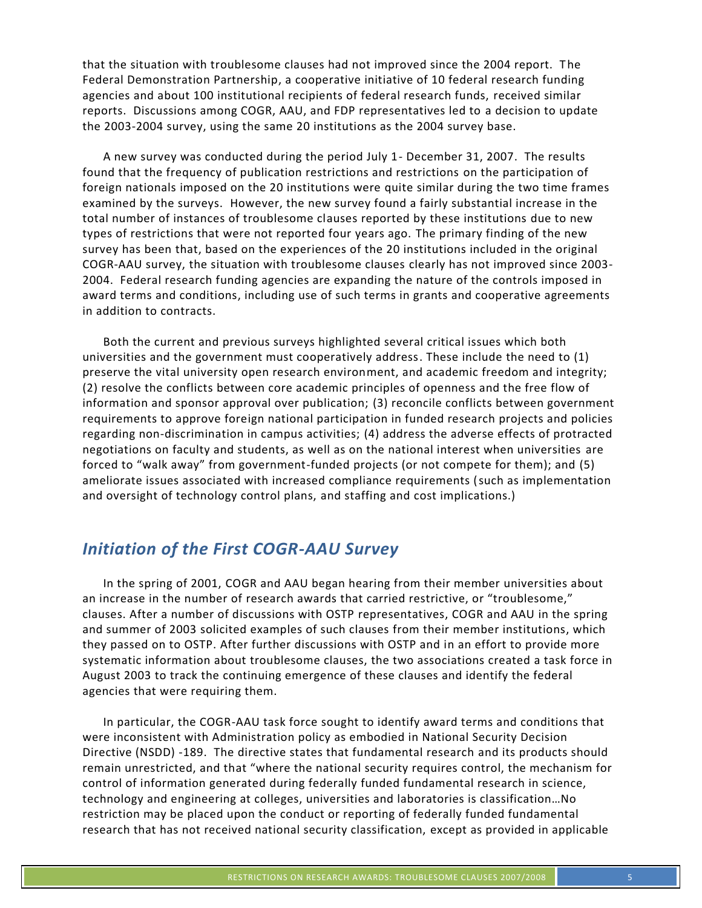that the situation with troublesome clauses had not improved since the 2004 report. The Federal Demonstration Partnership, a cooperative initiative of 10 federal research funding agencies and about 100 institutional recipients of federal research funds, received similar reports. Discussions among COGR, AAU, and FDP representatives led to a decision to update the 2003-2004 survey, using the same 20 institutions as the 2004 survey base.

A new survey was conducted during the period July 1- December 31, 2007. The results found that the frequency of publication restrictions and restrictions on the participation of foreign nationals imposed on the 20 institutions were quite similar during the two time frames examined by the surveys. However, the new survey found a fairly substantial increase in the total number of instances of troublesome clauses reported by these institutions due to new types of restrictions that were not reported four years ago. The primary finding of the new survey has been that, based on the experiences of the 20 institutions included in the original COGR-AAU survey, the situation with troublesome clauses clearly has not improved since 2003-2004. Federal research funding agencies are expanding the nature of the controls imposed in award terms and conditions, including use of such terms in grants and cooperative agreements in addition to contracts.

Both the current and previous surveys highlighted several critical issues which both universities and the government must cooperatively address. These include the need to (1) preserve the vital university open research environment, and academic freedom and integrity; (2) resolve the conflicts between core academic principles of openness and the free flow of information and sponsor approval over publication; (3) reconcile conflicts between government requirements to approve foreign national participation in funded research projects and policies regarding non-discrimination in campus activities; (4) address the adverse effects of protracted negotiations on faculty and students, as well as on the national interest when universities are forced to "walk away" from government-funded projects (or not compete for them); and (5) ameliorate issues associated with increased compliance requirements (such as implementation and oversight of technology control plans, and staffing and cost implications.)

## *Initiation of the First COGR-AAU Survey*

In the spring of 2001, COGR and AAU began hearing from their member universities about an increase in the number of research awards that carried restrictive, or "troublesome," clauses. After a number of discussions with OSTP representatives, COGR and AAU in the spring and summer of 2003 solicited examples of such clauses from their member institutions, which they passed on to OSTP. After further discussions with OSTP and in an effort to provide more systematic information about troublesome clauses, the two associations created a task force in August 2003 to track the continuing emergence of these clauses and identify the federal agencies that were requiring them.

In particular, the COGR-AAU task force sought to identify award terms and conditions that were inconsistent with Administration policy as embodied in National Security Decision Directive (NSDD) -189. The directive states that fundamental research and its products should remain unrestricted, and that "where the national security requires control, the mechanism for control of information generated during federally funded fundamental research in science, technology and engineering at colleges, universities and laboratories is classification…No restriction may be placed upon the conduct or reporting of federally funded fundamental research that has not received national security classification, except as provided in applicable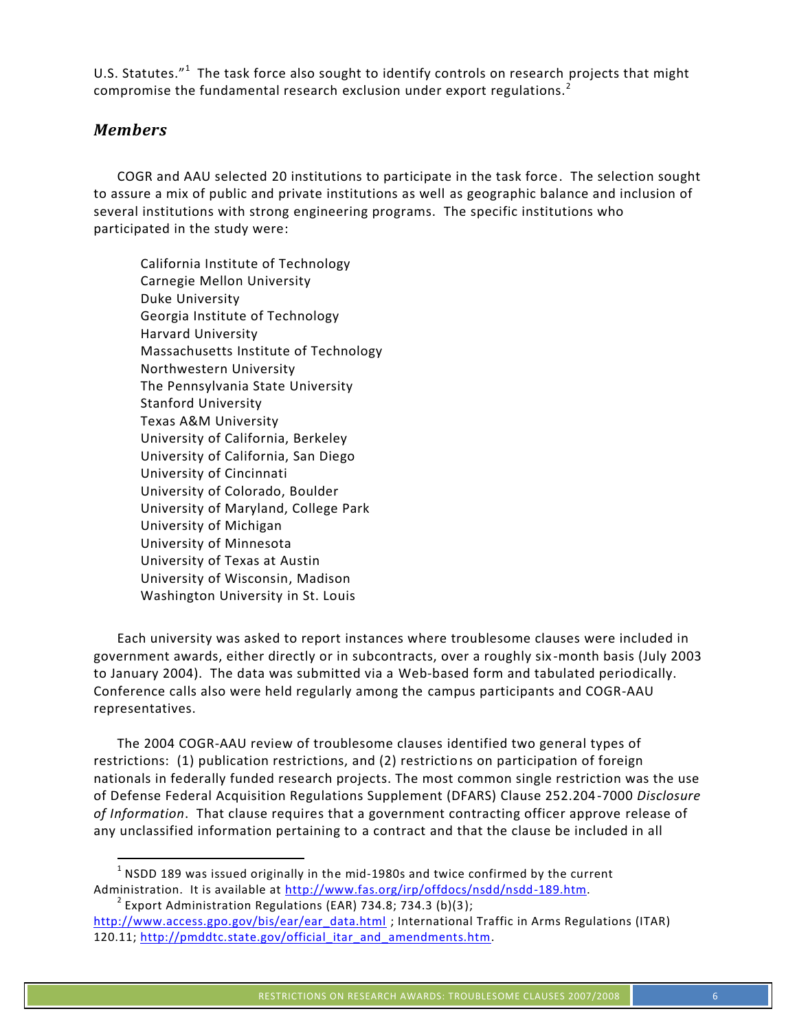U.S. Statutes."[1] The task force also sought to identify controls on research projects that might compromise the fundamental research exclusion under export regulations.[2]

## *Members*

COGR and AAU selected 20 institutions to participate in the task force. The selection sought to assure a mix of public and private institutions as well as geographic balance and inclusion of several institutions with strong engineering programs. The specific institutions who participated in the study were:

California Institute of Technology
Carnegie Mellon University
Duke University
Georgia Institute of Technology
Harvard University
Massachusetts Institute of Technology
Northwestern University
The Pennsylvania State University
Stanford University
Texas A&M University
University of California, Berkeley
University of California, San Diego
University of Cincinnati
University of Colorado, Boulder
University of Maryland, College Park
University of Michigan
University of Minnesota
University of Texas at Austin
University of Wisconsin, Madison
Washington University in St. Louis

Each university was asked to report instances where troublesome clauses were included in government awards, either directly or in subcontracts, over a roughly six-month basis (July 2003 to January 2004). The data was submitted via a Web-based form and tabulated periodically. Conference calls also were held regularly among the campus participants and COGR-AAU representatives.

The 2004 COGR-AAU review of troublesome clauses identified two general types of restrictions: (1) publication restrictions, and (2) restrictions on participation of foreign nationals in federally funded research projects. The most common single restriction was the use of Defense Federal Acquisition Regulations Supplement (DFARS) Clause 252.204-7000 *Disclosure of Information*. That clause requires that a government contracting officer approve release of any unclassified information pertaining to a contract and that the clause be included in all

---

[1] NSDD 189 was issued originally in the mid-1980s and twice confirmed by the current Administration. It is available at http://www.fas.org/irp/offdocs/nsdd/nsdd-189.htm.

[2] Export Administration Regulations (EAR) 734.8; 734.3 (b)(3); http://www.access.gpo.gov/bis/ear/ear_data.html ; International Traffic in Arms Regulations (ITAR) 120.11; http://pmddtc.state.gov/official_itar_and_amendments.htm.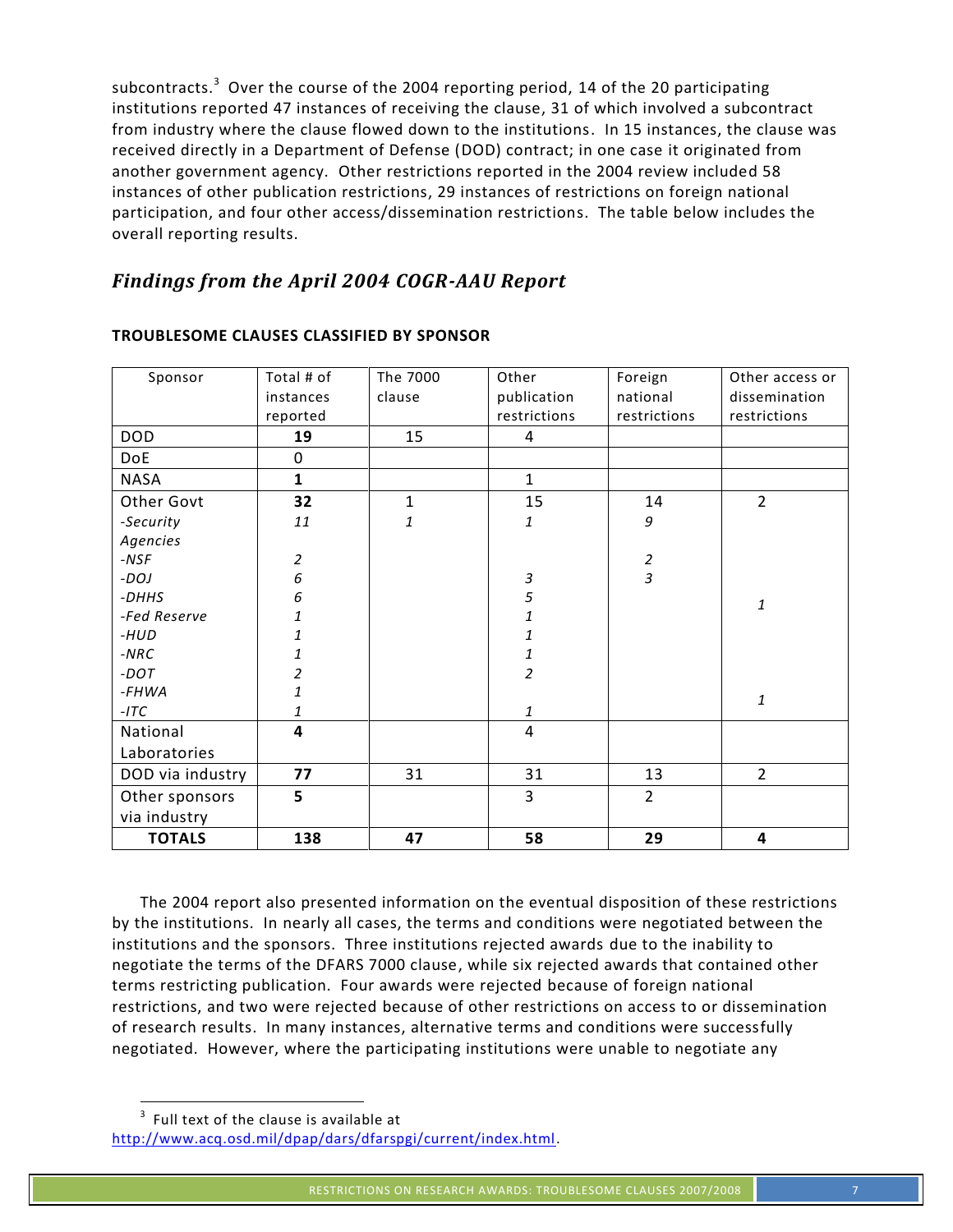subcontracts.[3] Over the course of the 2004 reporting period, 14 of the 20 participating institutions reported 47 instances of receiving the clause, 31 of which involved a subcontract from industry where the clause flowed down to the institutions. In 15 instances, the clause was received directly in a Department of Defense (DOD) contract; in one case it originated from another government agency. Other restrictions reported in the 2004 review included 58 instances of other publication restrictions, 29 instances of restrictions on foreign national participation, and four other access/dissemination restrictions. The table below includes the overall reporting results.

## *Findings from the April 2004 COGR-AAU Report*

**TROUBLESOME CLAUSES CLASSIFIED BY SPONSOR**

| Sponsor | Total # of instances reported | The 7000 clause | Other publication restrictions | Foreign national restrictions | Other access or dissemination restrictions |
|---|---|---|---|---|---|
| DOD | **19** | 15 | 4 | | |
| DoE | 0 | | | | |
| NASA | **1** | | 1 | | |
| Other Govt | **32** | 1 | 15 | 14 | 2 |
| *-Security Agencies* | *11* | *1* | *1* | *9* | |
| *-NSF* | *2* | | | *2* | |
| *-DOJ* | *6* | | *3* | *3* | |
| *-DHHS* | *6* | | *5* | | *1* |
| *-Fed Reserve* | *1* | | *1* | | |
| *-HUD* | *1* | | *1* | | |
| *-NRC* | *1* | | *1* | | |
| *-DOT* | *2* | | *2* | | |
| *-FHWA* | *1* | | | | *1* |
| *-ITC* | *1* | | *1* | | |
| National Laboratories | **4** | | 4 | | |
| DOD via industry | **77** | 31 | 31 | 13 | 2 |
| Other sponsors via industry | **5** | | 3 | 2 | |
| **TOTALS** | **138** | **47** | **58** | **29** | **4** |

The 2004 report also presented information on the eventual disposition of these restrictions by the institutions. In nearly all cases, the terms and conditions were negotiated between the institutions and the sponsors. Three institutions rejected awards due to the inability to negotiate the terms of the DFARS 7000 clause, while six rejected awards that contained other terms restricting publication. Four awards were rejected because of foreign national restrictions, and two were rejected because of other restrictions on access to or dissemination of research results. In many instances, alternative terms and conditions were successfully negotiated. However, where the participating institutions were unable to negotiate any

---

[3] Full text of the clause is available at http://www.acq.osd.mil/dpap/dars/dfarspgi/current/index.html.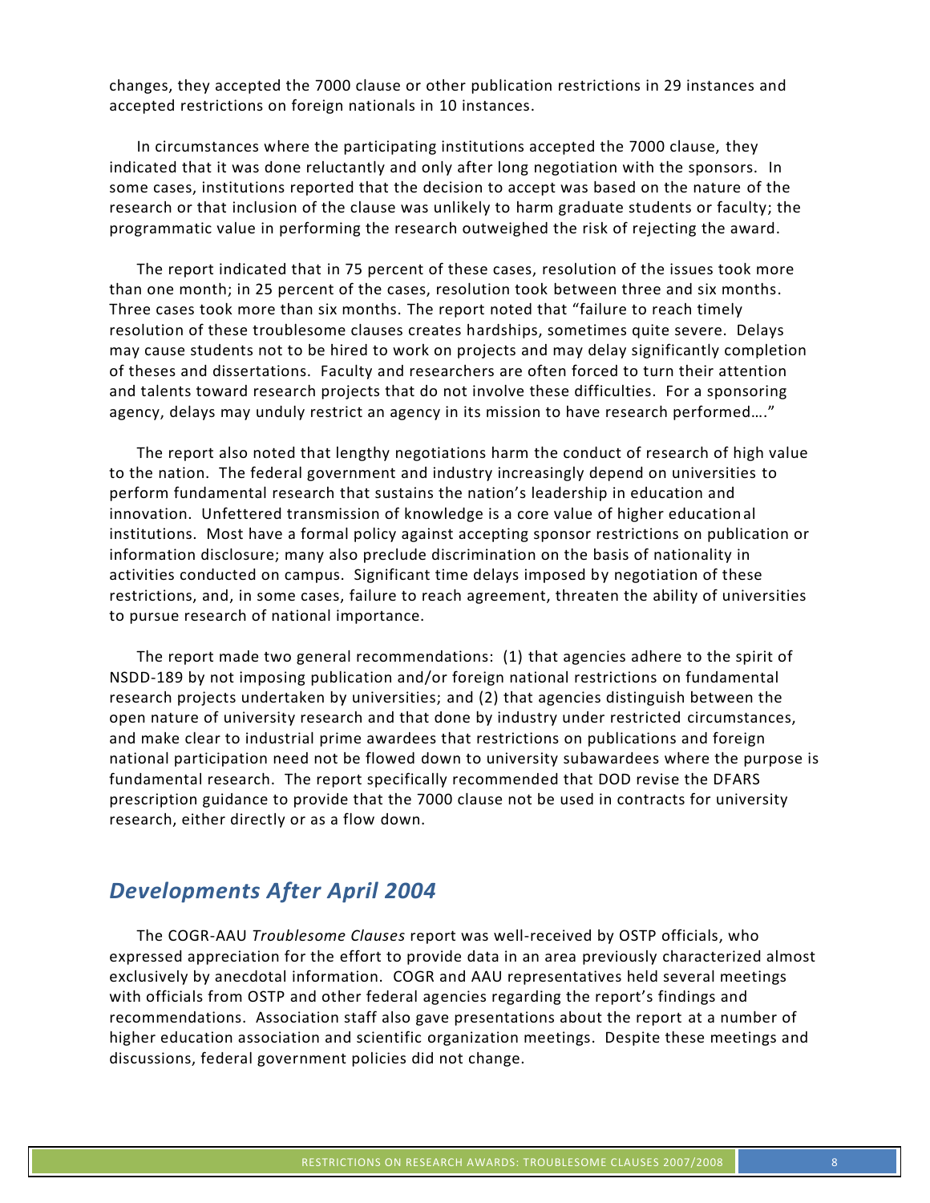changes, they accepted the 7000 clause or other publication restrictions in 29 instances and accepted restrictions on foreign nationals in 10 instances.

In circumstances where the participating institutions accepted the 7000 clause, they indicated that it was done reluctantly and only after long negotiation with the sponsors. In some cases, institutions reported that the decision to accept was based on the nature of the research or that inclusion of the clause was unlikely to harm graduate students or faculty; the programmatic value in performing the research outweighed the risk of rejecting the award.

The report indicated that in 75 percent of these cases, resolution of the issues took more than one month; in 25 percent of the cases, resolution took between three and six months. Three cases took more than six months. The report noted that "failure to reach timely resolution of these troublesome clauses creates hardships, sometimes quite severe. Delays may cause students not to be hired to work on projects and may delay significantly completion of theses and dissertations. Faculty and researchers are often forced to turn their attention and talents toward research projects that do not involve these difficulties. For a sponsoring agency, delays may unduly restrict an agency in its mission to have research performed…."

The report also noted that lengthy negotiations harm the conduct of research of high value to the nation. The federal government and industry increasingly depend on universities to perform fundamental research that sustains the nation's leadership in education and innovation. Unfettered transmission of knowledge is a core value of higher educational institutions. Most have a formal policy against accepting sponsor restrictions on publication or information disclosure; many also preclude discrimination on the basis of nationality in activities conducted on campus. Significant time delays imposed by negotiation of these restrictions, and, in some cases, failure to reach agreement, threaten the ability of universities to pursue research of national importance.

The report made two general recommendations: (1) that agencies adhere to the spirit of NSDD-189 by not imposing publication and/or foreign national restrictions on fundamental research projects undertaken by universities; and (2) that agencies distinguish between the open nature of university research and that done by industry under restricted circumstances, and make clear to industrial prime awardees that restrictions on publications and foreign national participation need not be flowed down to university subawardees where the purpose is fundamental research. The report specifically recommended that DOD revise the DFARS prescription guidance to provide that the 7000 clause not be used in contracts for university research, either directly or as a flow down.

## *Developments After April 2004*

The COGR-AAU *Troublesome Clauses* report was well-received by OSTP officials, who expressed appreciation for the effort to provide data in an area previously characterized almost exclusively by anecdotal information. COGR and AAU representatives held several meetings with officials from OSTP and other federal agencies regarding the report's findings and recommendations. Association staff also gave presentations about the report at a number of higher education association and scientific organization meetings. Despite these meetings and discussions, federal government policies did not change.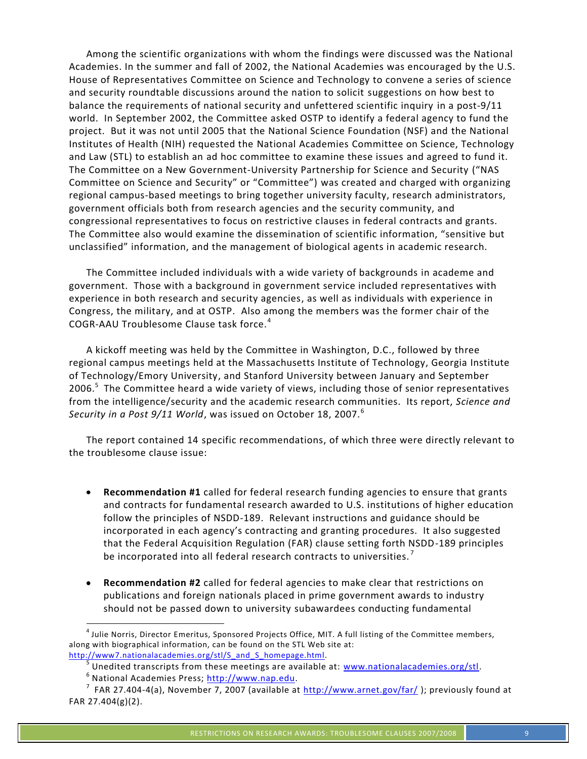Among the scientific organizations with whom the findings were discussed was the National Academies. In the summer and fall of 2002, the National Academies was encouraged by the U.S. House of Representatives Committee on Science and Technology to convene a series of science and security roundtable discussions around the nation to solicit suggestions on how best to balance the requirements of national security and unfettered scientific inquiry in a post-9/11 world. In September 2002, the Committee asked OSTP to identify a federal agency to fund the project. But it was not until 2005 that the National Science Foundation (NSF) and the National Institutes of Health (NIH) requested the National Academies Committee on Science, Technology and Law (STL) to establish an ad hoc committee to examine these issues and agreed to fund it. The Committee on a New Government-University Partnership for Science and Security ("NAS Committee on Science and Security" or "Committee") was created and charged with organizing regional campus-based meetings to bring together university faculty, research administrators, government officials both from research agencies and the security community, and congressional representatives to focus on restrictive clauses in federal contracts and grants. The Committee also would examine the dissemination of scientific information, "sensitive but unclassified" information, and the management of biological agents in academic research.

The Committee included individuals with a wide variety of backgrounds in academe and government. Those with a background in government service included representatives with experience in both research and security agencies, as well as individuals with experience in Congress, the military, and at OSTP. Also among the members was the former chair of the COGR-AAU Troublesome Clause task force.[4]

A kickoff meeting was held by the Committee in Washington, D.C., followed by three regional campus meetings held at the Massachusetts Institute of Technology, Georgia Institute of Technology/Emory University, and Stanford University between January and September 2006.[5] The Committee heard a wide variety of views, including those of senior representatives from the intelligence/security and the academic research communities. Its report, *Science and Security in a Post 9/11 World*, was issued on October 18, 2007.[6]

The report contained 14 specific recommendations, of which three were directly relevant to the troublesome clause issue:

- **Recommendation #1** called for federal research funding agencies to ensure that grants and contracts for fundamental research awarded to U.S. institutions of higher education follow the principles of NSDD-189. Relevant instructions and guidance should be incorporated in each agency's contracting and granting procedures. It also suggested that the Federal Acquisition Regulation (FAR) clause setting forth NSDD-189 principles be incorporated into all federal research contracts to universities.[7]

- **Recommendation #2** called for federal agencies to make clear that restrictions on publications and foreign nationals placed in prime government awards to industry should not be passed down to university subawardees conducting fundamental

---

[4] Julie Norris, Director Emeritus, Sponsored Projects Office, MIT. A full listing of the Committee members, along with biographical information, can be found on the STL Web site at: http://www7.nationalacademies.org/stl/S_and_S_homepage.html.

[5] Unedited transcripts from these meetings are available at: www.nationalacademies.org/stl.

[6] National Academies Press; http://www.nap.edu.

[7] FAR 27.404-4(a), November 7, 2007 (available at http://www.arnet.gov/far/ ); previously found at FAR 27.404(g)(2).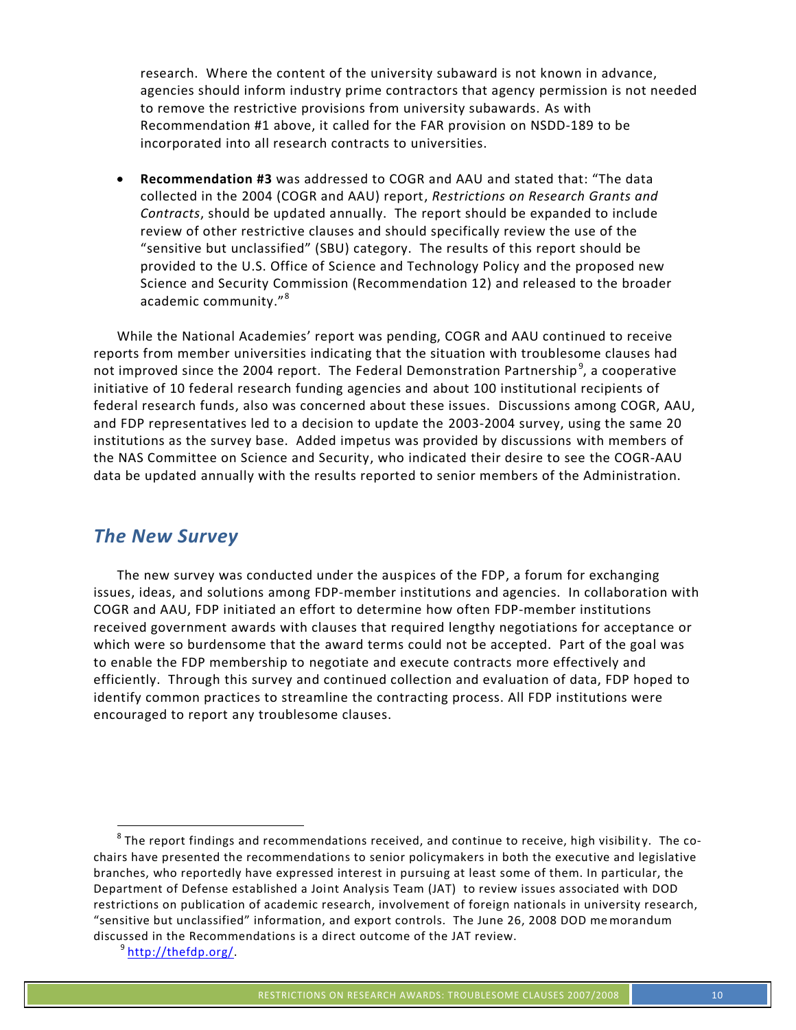research. Where the content of the university subaward is not known in advance, agencies should inform industry prime contractors that agency permission is not needed to remove the restrictive provisions from university subawards. As with Recommendation #1 above, it called for the FAR provision on NSDD-189 to be incorporated into all research contracts to universities.

- **Recommendation #3** was addressed to COGR and AAU and stated that: "The data collected in the 2004 (COGR and AAU) report, *Restrictions on Research Grants and Contracts*, should be updated annually. The report should be expanded to include review of other restrictive clauses and should specifically review the use of the "sensitive but unclassified" (SBU) category. The results of this report should be provided to the U.S. Office of Science and Technology Policy and the proposed new Science and Security Commission (Recommendation 12) and released to the broader academic community."[8]

While the National Academies' report was pending, COGR and AAU continued to receive reports from member universities indicating that the situation with troublesome clauses had not improved since the 2004 report. The Federal Demonstration Partnership[9], a cooperative initiative of 10 federal research funding agencies and about 100 institutional recipients of federal research funds, also was concerned about these issues. Discussions among COGR, AAU, and FDP representatives led to a decision to update the 2003-2004 survey, using the same 20 institutions as the survey base. Added impetus was provided by discussions with members of the NAS Committee on Science and Security, who indicated their desire to see the COGR-AAU data be updated annually with the results reported to senior members of the Administration.

## *The New Survey*

The new survey was conducted under the auspices of the FDP, a forum for exchanging issues, ideas, and solutions among FDP-member institutions and agencies. In collaboration with COGR and AAU, FDP initiated an effort to determine how often FDP-member institutions received government awards with clauses that required lengthy negotiations for acceptance or which were so burdensome that the award terms could not be accepted. Part of the goal was to enable the FDP membership to negotiate and execute contracts more effectively and efficiently. Through this survey and continued collection and evaluation of data, FDP hoped to identify common practices to streamline the contracting process. All FDP institutions were encouraged to report any troublesome clauses.

---

[8] The report findings and recommendations received, and continue to receive, high visibility. The co-chairs have presented the recommendations to senior policymakers in both the executive and legislative branches, who reportedly have expressed interest in pursuing at least some of them. In particular, the Department of Defense established a Joint Analysis Team (JAT) to review issues associated with DOD restrictions on publication of academic research, involvement of foreign nationals in university research, "sensitive but unclassified" information, and export controls. The June 26, 2008 DOD memorandum discussed in the Recommendations is a direct outcome of the JAT review.

[9] http://thefdp.org/.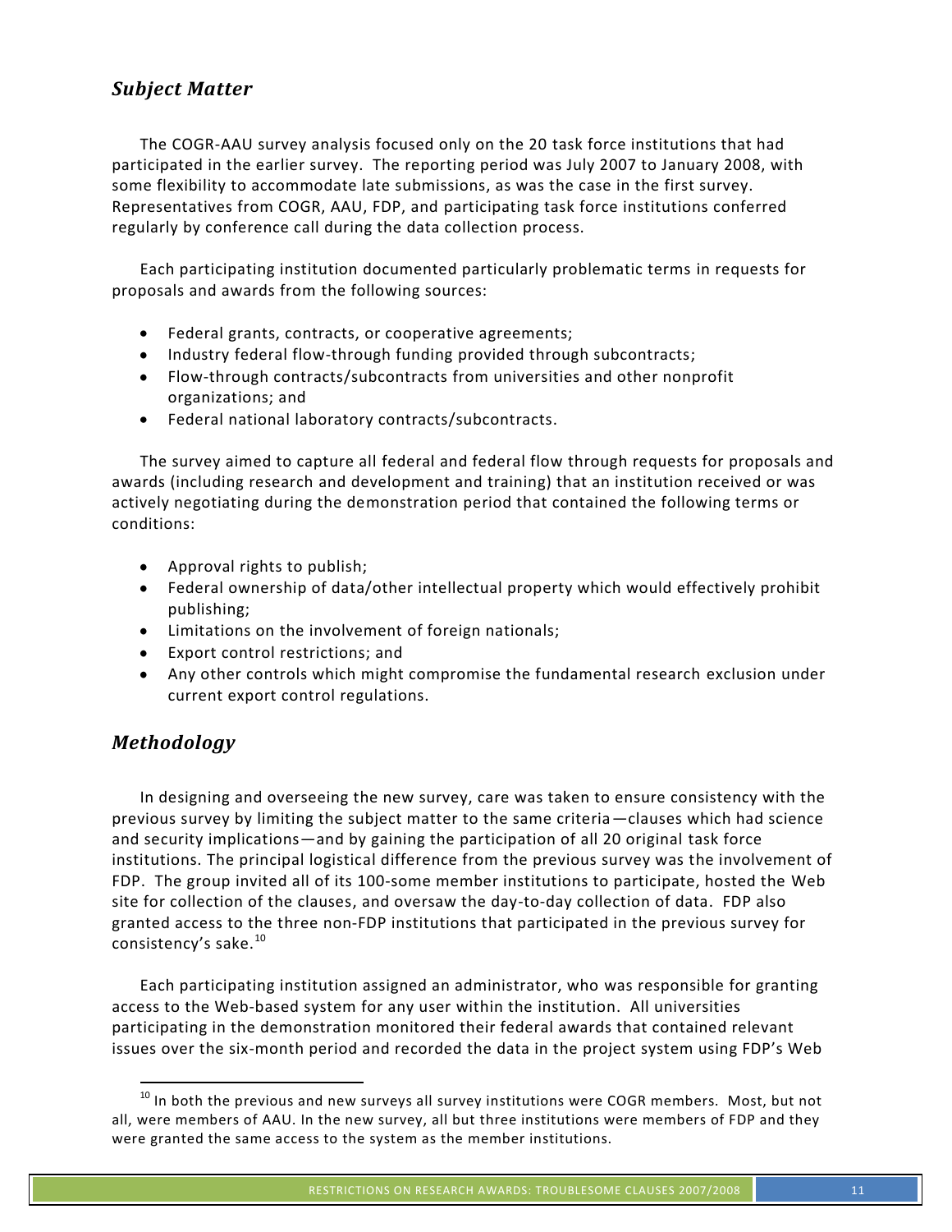## *Subject Matter*

The COGR-AAU survey analysis focused only on the 20 task force institutions that had participated in the earlier survey. The reporting period was July 2007 to January 2008, with some flexibility to accommodate late submissions, as was the case in the first survey. Representatives from COGR, AAU, FDP, and participating task force institutions conferred regularly by conference call during the data collection process.

Each participating institution documented particularly problematic terms in requests for proposals and awards from the following sources:

- Federal grants, contracts, or cooperative agreements;
- Industry federal flow-through funding provided through subcontracts;
- Flow-through contracts/subcontracts from universities and other nonprofit organizations; and
- Federal national laboratory contracts/subcontracts.

The survey aimed to capture all federal and federal flow through requests for proposals and awards (including research and development and training) that an institution received or was actively negotiating during the demonstration period that contained the following terms or conditions:

- Approval rights to publish;
- Federal ownership of data/other intellectual property which would effectively prohibit publishing;
- Limitations on the involvement of foreign nationals;
- Export control restrictions; and
- Any other controls which might compromise the fundamental research exclusion under current export control regulations.

## *Methodology*

In designing and overseeing the new survey, care was taken to ensure consistency with the previous survey by limiting the subject matter to the same criteria—clauses which had science and security implications—and by gaining the participation of all 20 original task force institutions. The principal logistical difference from the previous survey was the involvement of FDP. The group invited all of its 100-some member institutions to participate, hosted the Web site for collection of the clauses, and oversaw the day-to-day collection of data. FDP also granted access to the three non-FDP institutions that participated in the previous survey for consistency's sake.[10]

Each participating institution assigned an administrator, who was responsible for granting access to the Web-based system for any user within the institution. All universities participating in the demonstration monitored their federal awards that contained relevant issues over the six-month period and recorded the data in the project system using FDP's Web

[10] In both the previous and new surveys all survey institutions were COGR members. Most, but not all, were members of AAU. In the new survey, all but three institutions were members of FDP and they were granted the same access to the system as the member institutions.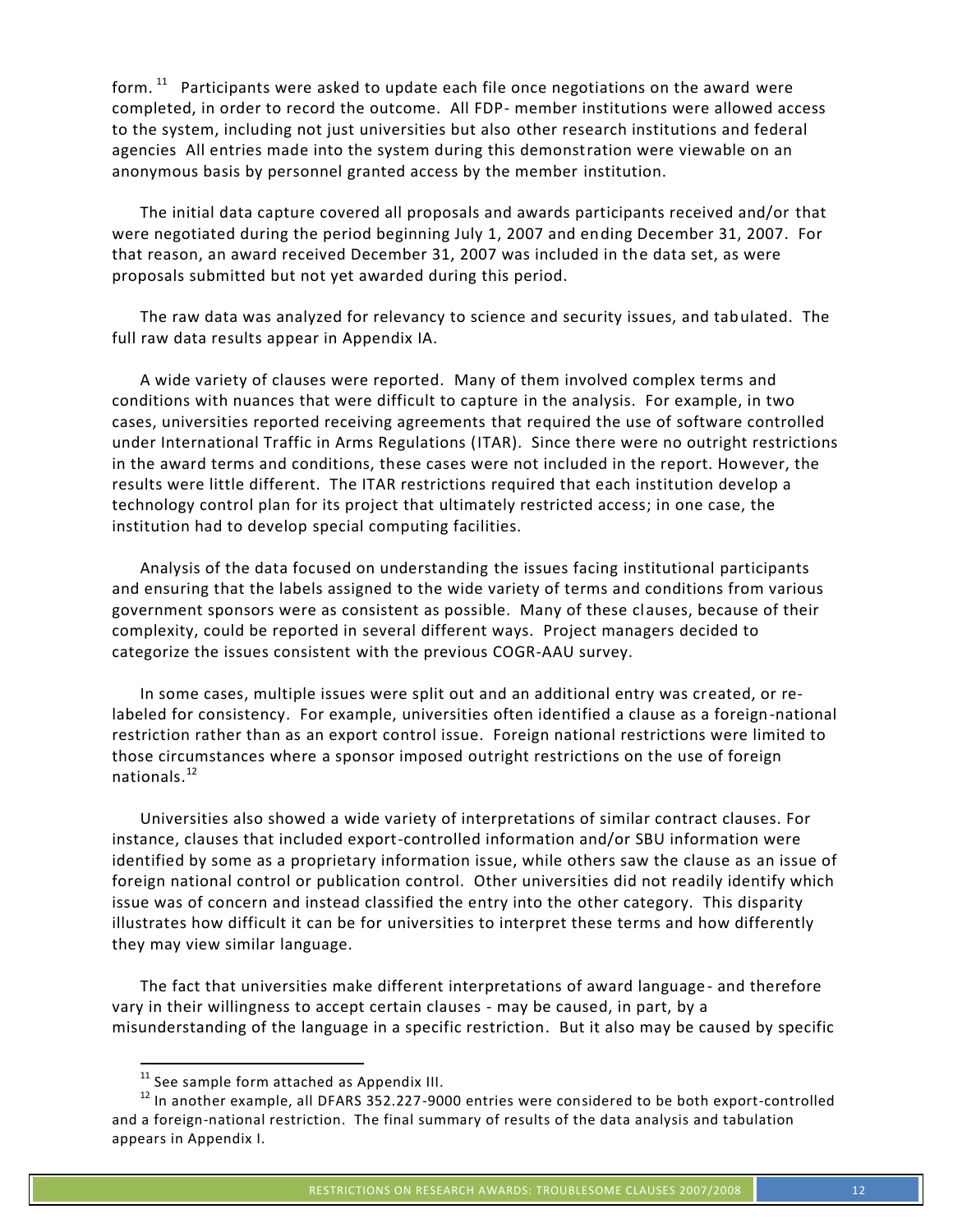form.[11] Participants were asked to update each file once negotiations on the award were completed, in order to record the outcome. All FDP- member institutions were allowed access to the system, including not just universities but also other research institutions and federal agencies All entries made into the system during this demonstration were viewable on an anonymous basis by personnel granted access by the member institution.

The initial data capture covered all proposals and awards participants received and/or that were negotiated during the period beginning July 1, 2007 and ending December 31, 2007. For that reason, an award received December 31, 2007 was included in the data set, as were proposals submitted but not yet awarded during this period.

The raw data was analyzed for relevancy to science and security issues, and tabulated. The full raw data results appear in Appendix IA.

A wide variety of clauses were reported. Many of them involved complex terms and conditions with nuances that were difficult to capture in the analysis. For example, in two cases, universities reported receiving agreements that required the use of software controlled under International Traffic in Arms Regulations (ITAR). Since there were no outright restrictions in the award terms and conditions, these cases were not included in the report. However, the results were little different. The ITAR restrictions required that each institution develop a technology control plan for its project that ultimately restricted access; in one case, the institution had to develop special computing facilities.

Analysis of the data focused on understanding the issues facing institutional participants and ensuring that the labels assigned to the wide variety of terms and conditions from various government sponsors were as consistent as possible. Many of these clauses, because of their complexity, could be reported in several different ways. Project managers decided to categorize the issues consistent with the previous COGR-AAU survey.

In some cases, multiple issues were split out and an additional entry was created, or re-labeled for consistency. For example, universities often identified a clause as a foreign-national restriction rather than as an export control issue. Foreign national restrictions were limited to those circumstances where a sponsor imposed outright restrictions on the use of foreign nationals.[12]

Universities also showed a wide variety of interpretations of similar contract clauses. For instance, clauses that included export-controlled information and/or SBU information were identified by some as a proprietary information issue, while others saw the clause as an issue of foreign national control or publication control. Other universities did not readily identify which issue was of concern and instead classified the entry into the other category. This disparity illustrates how difficult it can be for universities to interpret these terms and how differently they may view similar language.

The fact that universities make different interpretations of award language - and therefore vary in their willingness to accept certain clauses - may be caused, in part, by a misunderstanding of the language in a specific restriction. But it also may be caused by specific

[11] See sample form attached as Appendix III.

[12] In another example, all DFARS 352.227-9000 entries were considered to be both export-controlled and a foreign-national restriction. The final summary of results of the data analysis and tabulation appears in Appendix I.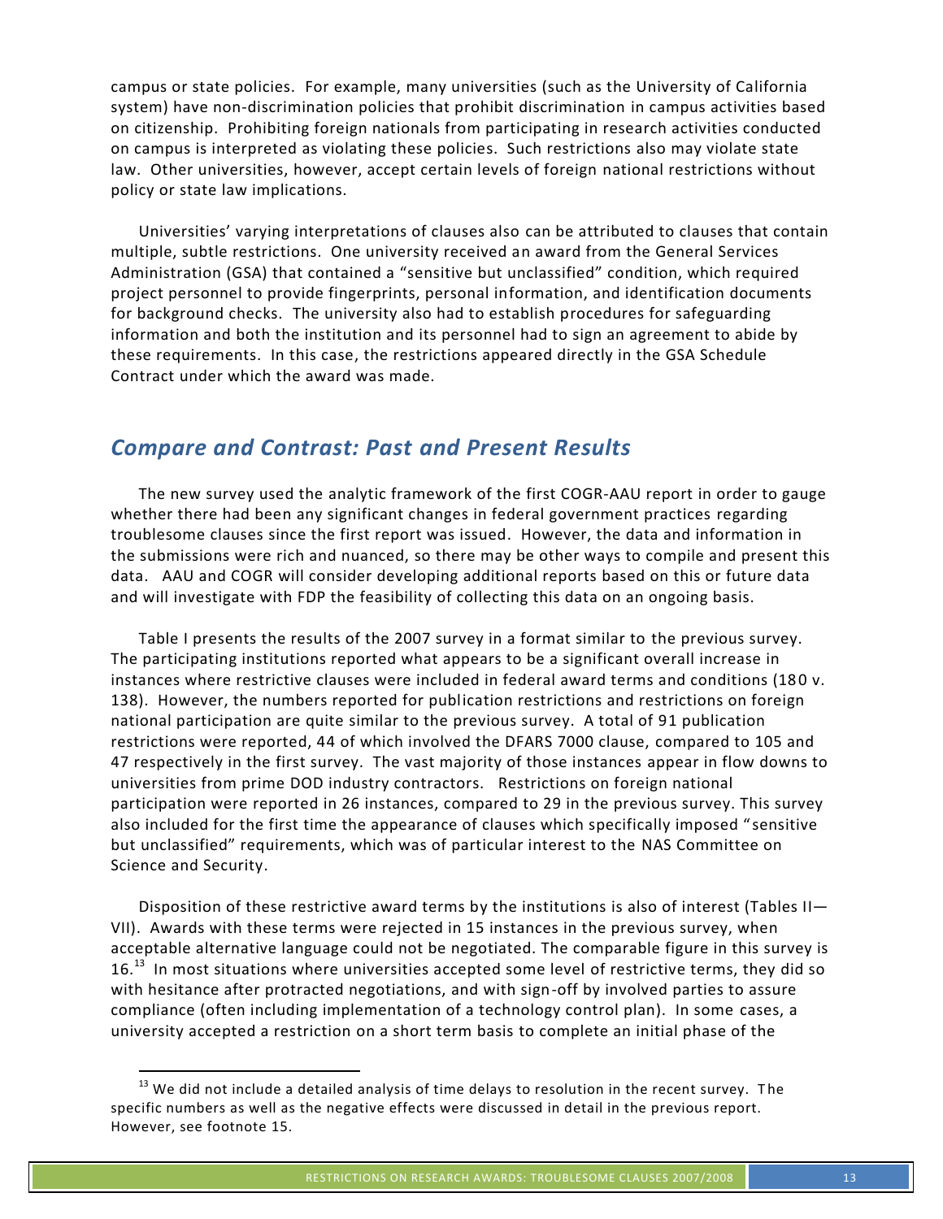campus or state policies. For example, many universities (such as the University of California system) have non-discrimination policies that prohibit discrimination in campus activities based on citizenship. Prohibiting foreign nationals from participating in research activities conducted on campus is interpreted as violating these policies. Such restrictions also may violate state law. Other universities, however, accept certain levels of foreign national restrictions without policy or state law implications.

Universities' varying interpretations of clauses also can be attributed to clauses that contain multiple, subtle restrictions. One university received an award from the General Services Administration (GSA) that contained a "sensitive but unclassified" condition, which required project personnel to provide fingerprints, personal information, and identification documents for background checks. The university also had to establish procedures for safeguarding information and both the institution and its personnel had to sign an agreement to abide by these requirements. In this case, the restrictions appeared directly in the GSA Schedule Contract under which the award was made.

## *Compare and Contrast: Past and Present Results*

The new survey used the analytic framework of the first COGR-AAU report in order to gauge whether there had been any significant changes in federal government practices regarding troublesome clauses since the first report was issued. However, the data and information in the submissions were rich and nuanced, so there may be other ways to compile and present this data. AAU and COGR will consider developing additional reports based on this or future data and will investigate with FDP the feasibility of collecting this data on an ongoing basis.

Table I presents the results of the 2007 survey in a format similar to the previous survey. The participating institutions reported what appears to be a significant overall increase in instances where restrictive clauses were included in federal award terms and conditions (180 v. 138). However, the numbers reported for publication restrictions and restrictions on foreign national participation are quite similar to the previous survey. A total of 91 publication restrictions were reported, 44 of which involved the DFARS 7000 clause, compared to 105 and 47 respectively in the first survey. The vast majority of those instances appear in flow downs to universities from prime DOD industry contractors. Restrictions on foreign national participation were reported in 26 instances, compared to 29 in the previous survey. This survey also included for the first time the appearance of clauses which specifically imposed "sensitive but unclassified" requirements, which was of particular interest to the NAS Committee on Science and Security.

Disposition of these restrictive award terms by the institutions is also of interest (Tables II—VII). Awards with these terms were rejected in 15 instances in the previous survey, when acceptable alternative language could not be negotiated. The comparable figure in this survey is 16.[13] In most situations where universities accepted some level of restrictive terms, they did so with hesitance after protracted negotiations, and with sign-off by involved parties to assure compliance (often including implementation of a technology control plan). In some cases, a university accepted a restriction on a short term basis to complete an initial phase of the

---

[13] We did not include a detailed analysis of time delays to resolution in the recent survey. The specific numbers as well as the negative effects were discussed in detail in the previous report. However, see footnote 15.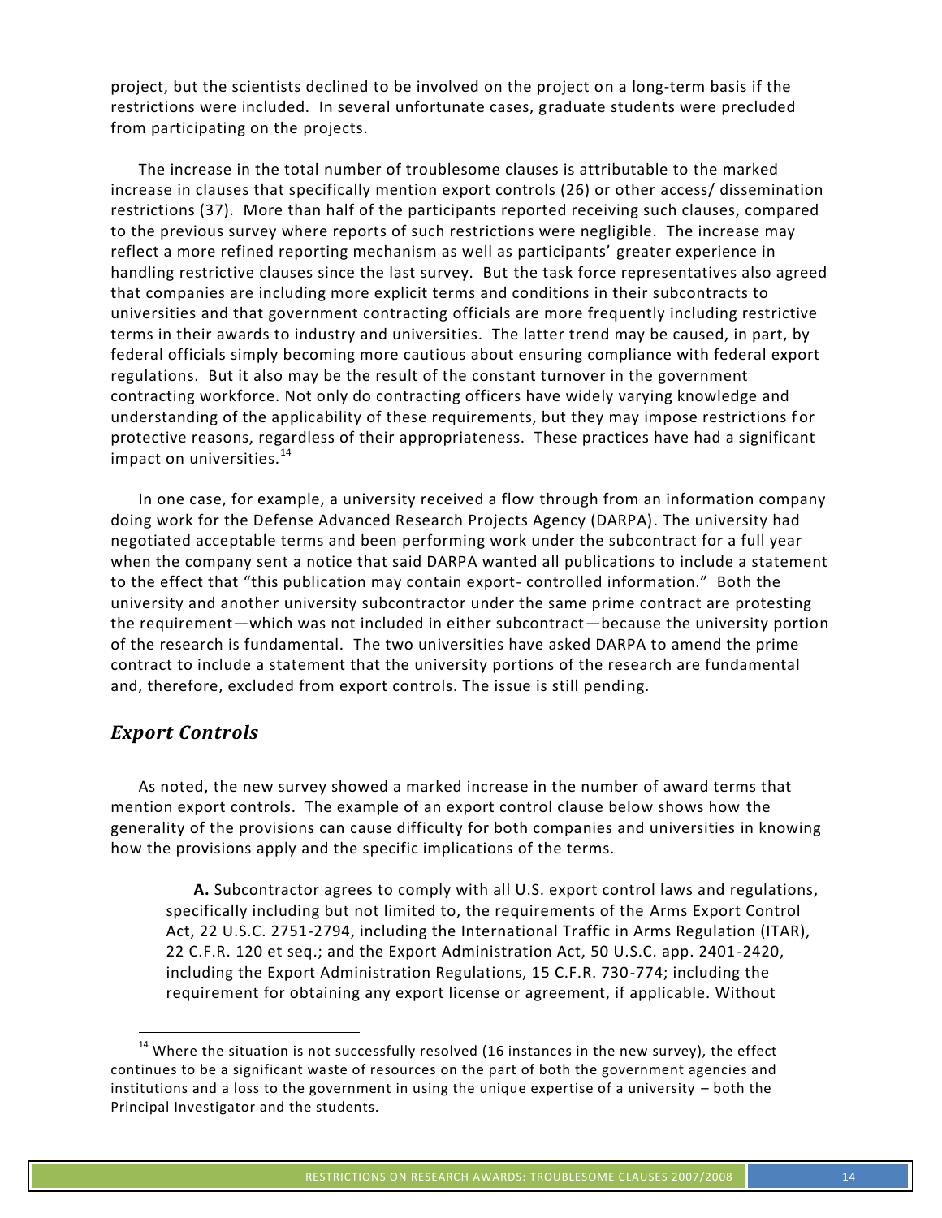project, but the scientists declined to be involved on the project on a long-term basis if the restrictions were included. In several unfortunate cases, graduate students were precluded from participating on the projects.

The increase in the total number of troublesome clauses is attributable to the marked increase in clauses that specifically mention export controls (26) or other access/ dissemination restrictions (37). More than half of the participants reported receiving such clauses, compared to the previous survey where reports of such restrictions were negligible. The increase may reflect a more refined reporting mechanism as well as participants' greater experience in handling restrictive clauses since the last survey. But the task force representatives also agreed that companies are including more explicit terms and conditions in their subcontracts to universities and that government contracting officials are more frequently including restrictive terms in their awards to industry and universities. The latter trend may be caused, in part, by federal officials simply becoming more cautious about ensuring compliance with federal export regulations. But it also may be the result of the constant turnover in the government contracting workforce. Not only do contracting officers have widely varying knowledge and understanding of the applicability of these requirements, but they may impose restrictions for protective reasons, regardless of their appropriateness. These practices have had a significant impact on universities.[14]

In one case, for example, a university received a flow through from an information company doing work for the Defense Advanced Research Projects Agency (DARPA). The university had negotiated acceptable terms and been performing work under the subcontract for a full year when the company sent a notice that said DARPA wanted all publications to include a statement to the effect that "this publication may contain export- controlled information." Both the university and another university subcontractor under the same prime contract are protesting the requirement—which was not included in either subcontract—because the university portion of the research is fundamental. The two universities have asked DARPA to amend the prime contract to include a statement that the university portions of the research are fundamental and, therefore, excluded from export controls. The issue is still pending.

## *Export Controls*

As noted, the new survey showed a marked increase in the number of award terms that mention export controls. The example of an export control clause below shows how the generality of the provisions can cause difficulty for both companies and universities in knowing how the provisions apply and the specific implications of the terms.

> **A.** Subcontractor agrees to comply with all U.S. export control laws and regulations, specifically including but not limited to, the requirements of the Arms Export Control Act, 22 U.S.C. 2751-2794, including the International Traffic in Arms Regulation (ITAR), 22 C.F.R. 120 et seq.; and the Export Administration Act, 50 U.S.C. app. 2401-2420, including the Export Administration Regulations, 15 C.F.R. 730-774; including the requirement for obtaining any export license or agreement, if applicable. Without

[14] Where the situation is not successfully resolved (16 instances in the new survey), the effect continues to be a significant waste of resources on the part of both the government agencies and institutions and a loss to the government in using the unique expertise of a university – both the Principal Investigator and the students.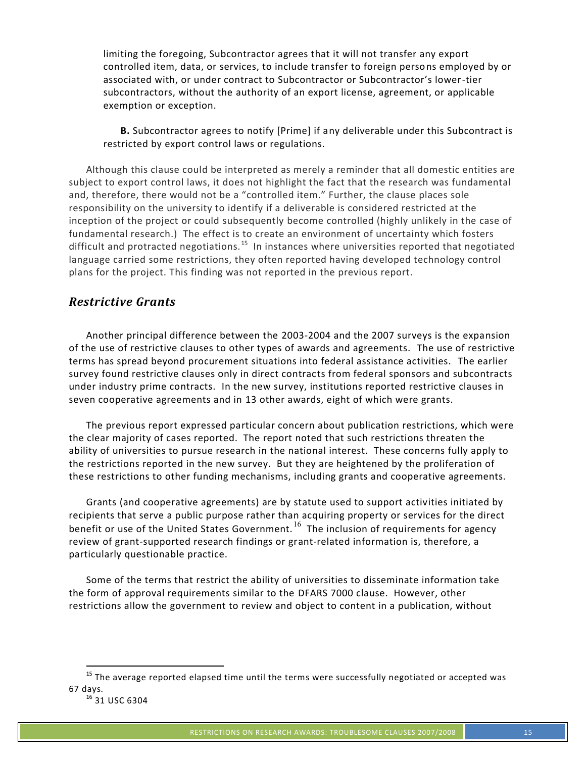limiting the foregoing, Subcontractor agrees that it will not transfer any export controlled item, data, or services, to include transfer to foreign persons employed by or associated with, or under contract to Subcontractor or Subcontractor's lower-tier subcontractors, without the authority of an export license, agreement, or applicable exemption or exception.

**B.** Subcontractor agrees to notify [Prime] if any deliverable under this Subcontract is restricted by export control laws or regulations.

Although this clause could be interpreted as merely a reminder that all domestic entities are subject to export control laws, it does not highlight the fact that the research was fundamental and, therefore, there would not be a "controlled item." Further, the clause places sole responsibility on the university to identify if a deliverable is considered restricted at the inception of the project or could subsequently become controlled (highly unlikely in the case of fundamental research.) The effect is to create an environment of uncertainty which fosters difficult and protracted negotiations.[15] In instances where universities reported that negotiated language carried some restrictions, they often reported having developed technology control plans for the project. This finding was not reported in the previous report.

## *Restrictive Grants*

Another principal difference between the 2003-2004 and the 2007 surveys is the expansion of the use of restrictive clauses to other types of awards and agreements. The use of restrictive terms has spread beyond procurement situations into federal assistance activities. The earlier survey found restrictive clauses only in direct contracts from federal sponsors and subcontracts under industry prime contracts. In the new survey, institutions reported restrictive clauses in seven cooperative agreements and in 13 other awards, eight of which were grants.

The previous report expressed particular concern about publication restrictions, which were the clear majority of cases reported. The report noted that such restrictions threaten the ability of universities to pursue research in the national interest. These concerns fully apply to the restrictions reported in the new survey. But they are heightened by the proliferation of these restrictions to other funding mechanisms, including grants and cooperative agreements.

Grants (and cooperative agreements) are by statute used to support activities initiated by recipients that serve a public purpose rather than acquiring property or services for the direct benefit or use of the United States Government.[16] The inclusion of requirements for agency review of grant-supported research findings or grant-related information is, therefore, a particularly questionable practice.

Some of the terms that restrict the ability of universities to disseminate information take the form of approval requirements similar to the DFARS 7000 clause. However, other restrictions allow the government to review and object to content in a publication, without

---

[15] The average reported elapsed time until the terms were successfully negotiated or accepted was 67 days.

[16] 31 USC 6304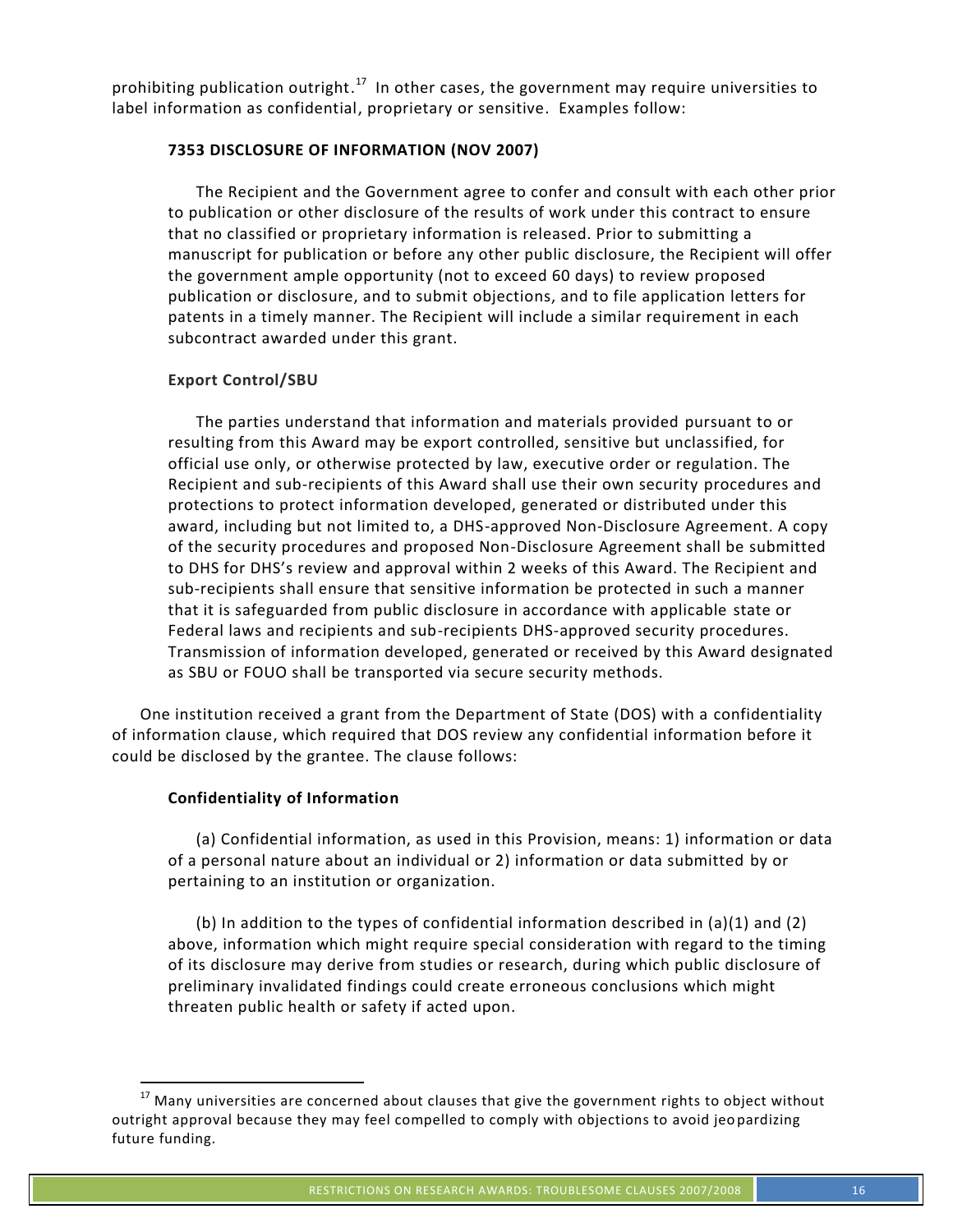prohibiting publication outright.[17] In other cases, the government may require universities to label information as confidential, proprietary or sensitive. Examples follow:

**7353 DISCLOSURE OF INFORMATION (NOV 2007)**

> The Recipient and the Government agree to confer and consult with each other prior to publication or other disclosure of the results of work under this contract to ensure that no classified or proprietary information is released. Prior to submitting a manuscript for publication or before any other public disclosure, the Recipient will offer the government ample opportunity (not to exceed 60 days) to review proposed publication or disclosure, and to submit objections, and to file application letters for patents in a timely manner. The Recipient will include a similar requirement in each subcontract awarded under this grant.

**Export Control/SBU**

> The parties understand that information and materials provided pursuant to or resulting from this Award may be export controlled, sensitive but unclassified, for official use only, or otherwise protected by law, executive order or regulation. The Recipient and sub-recipients of this Award shall use their own security procedures and protections to protect information developed, generated or distributed under this award, including but not limited to, a DHS-approved Non-Disclosure Agreement. A copy of the security procedures and proposed Non-Disclosure Agreement shall be submitted to DHS for DHS's review and approval within 2 weeks of this Award. The Recipient and sub-recipients shall ensure that sensitive information be protected in such a manner that it is safeguarded from public disclosure in accordance with applicable state or Federal laws and recipients and sub-recipients DHS-approved security procedures. Transmission of information developed, generated or received by this Award designated as SBU or FOUO shall be transported via secure security methods.

One institution received a grant from the Department of State (DOS) with a confidentiality of information clause, which required that DOS review any confidential information before it could be disclosed by the grantee. The clause follows:

**Confidentiality of Information**

> (a) Confidential information, as used in this Provision, means: 1) information or data of a personal nature about an individual or 2) information or data submitted by or pertaining to an institution or organization.
>
> (b) In addition to the types of confidential information described in (a)(1) and (2) above, information which might require special consideration with regard to the timing of its disclosure may derive from studies or research, during which public disclosure of preliminary invalidated findings could create erroneous conclusions which might threaten public health or safety if acted upon.

[17] Many universities are concerned about clauses that give the government rights to object without outright approval because they may feel compelled to comply with objections to avoid jeopardizing future funding.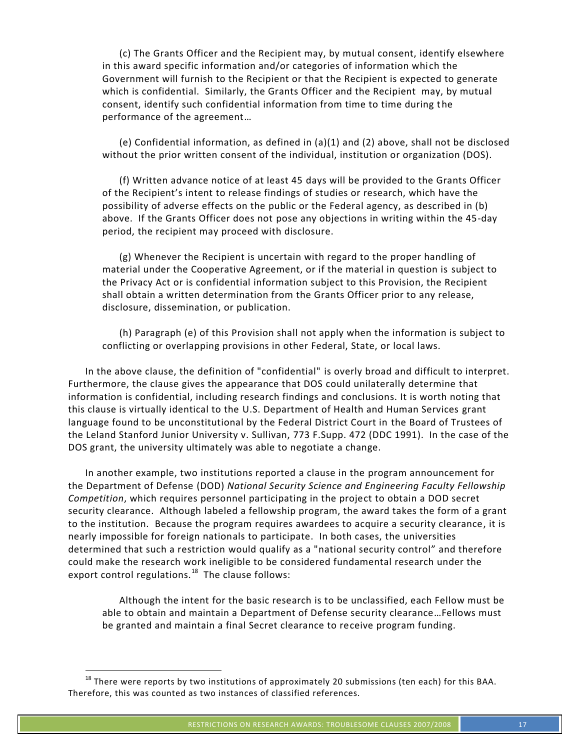(c) The Grants Officer and the Recipient may, by mutual consent, identify elsewhere in this award specific information and/or categories of information which the Government will furnish to the Recipient or that the Recipient is expected to generate which is confidential. Similarly, the Grants Officer and the Recipient may, by mutual consent, identify such confidential information from time to time during the performance of the agreement…

(e) Confidential information, as defined in (a)(1) and (2) above, shall not be disclosed without the prior written consent of the individual, institution or organization (DOS).

(f) Written advance notice of at least 45 days will be provided to the Grants Officer of the Recipient's intent to release findings of studies or research, which have the possibility of adverse effects on the public or the Federal agency, as described in (b) above. If the Grants Officer does not pose any objections in writing within the 45-day period, the recipient may proceed with disclosure.

(g) Whenever the Recipient is uncertain with regard to the proper handling of material under the Cooperative Agreement, or if the material in question is subject to the Privacy Act or is confidential information subject to this Provision, the Recipient shall obtain a written determination from the Grants Officer prior to any release, disclosure, dissemination, or publication.

(h) Paragraph (e) of this Provision shall not apply when the information is subject to conflicting or overlapping provisions in other Federal, State, or local laws.

In the above clause, the definition of "confidential" is overly broad and difficult to interpret. Furthermore, the clause gives the appearance that DOS could unilaterally determine that information is confidential, including research findings and conclusions. It is worth noting that this clause is virtually identical to the U.S. Department of Health and Human Services grant language found to be unconstitutional by the Federal District Court in the Board of Trustees of the Leland Stanford Junior University v. Sullivan, 773 F.Supp. 472 (DDC 1991). In the case of the DOS grant, the university ultimately was able to negotiate a change.

In another example, two institutions reported a clause in the program announcement for the Department of Defense (DOD) *National Security Science and Engineering Faculty Fellowship Competition*, which requires personnel participating in the project to obtain a DOD secret security clearance. Although labeled a fellowship program, the award takes the form of a grant to the institution. Because the program requires awardees to acquire a security clearance, it is nearly impossible for foreign nationals to participate. In both cases, the universities determined that such a restriction would qualify as a "national security control" and therefore could make the research work ineligible to be considered fundamental research under the export control regulations.[18] The clause follows:

> Although the intent for the basic research is to be unclassified, each Fellow must be able to obtain and maintain a Department of Defense security clearance…Fellows must be granted and maintain a final Secret clearance to receive program funding.

[18] There were reports by two institutions of approximately 20 submissions (ten each) for this BAA. Therefore, this was counted as two instances of classified references.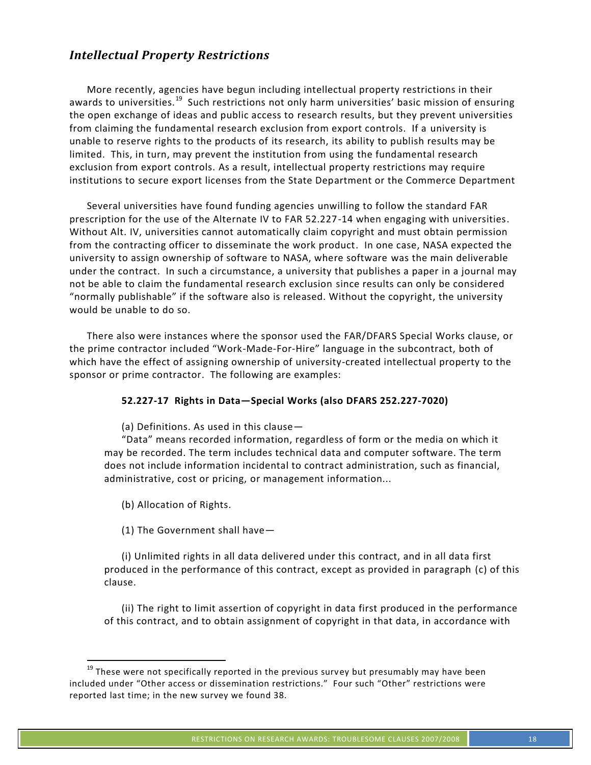## *Intellectual Property Restrictions*

More recently, agencies have begun including intellectual property restrictions in their awards to universities.[19] Such restrictions not only harm universities' basic mission of ensuring the open exchange of ideas and public access to research results, but they prevent universities from claiming the fundamental research exclusion from export controls. If a university is unable to reserve rights to the products of its research, its ability to publish results may be limited. This, in turn, may prevent the institution from using the fundamental research exclusion from export controls. As a result, intellectual property restrictions may require institutions to secure export licenses from the State Department or the Commerce Department

Several universities have found funding agencies unwilling to follow the standard FAR prescription for the use of the Alternate IV to FAR 52.227-14 when engaging with universities. Without Alt. IV, universities cannot automatically claim copyright and must obtain permission from the contracting officer to disseminate the work product. In one case, NASA expected the university to assign ownership of software to NASA, where software was the main deliverable under the contract. In such a circumstance, a university that publishes a paper in a journal may not be able to claim the fundamental research exclusion since results can only be considered "normally publishable" if the software also is released. Without the copyright, the university would be unable to do so.

There also were instances where the sponsor used the FAR/DFARS Special Works clause, or the prime contractor included "Work-Made-For-Hire" language in the subcontract, both of which have the effect of assigning ownership of university-created intellectual property to the sponsor or prime contractor. The following are examples:

> **52.227-17 Rights in Data—Special Works (also DFARS 252.227-7020)**
>
> (a) Definitions. As used in this clause—
>
> "Data" means recorded information, regardless of form or the media on which it may be recorded. The term includes technical data and computer software. The term does not include information incidental to contract administration, such as financial, administrative, cost or pricing, or management information...
>
> (b) Allocation of Rights.
>
> (1) The Government shall have—
>
> (i) Unlimited rights in all data delivered under this contract, and in all data first produced in the performance of this contract, except as provided in paragraph (c) of this clause.
>
> (ii) The right to limit assertion of copyright in data first produced in the performance of this contract, and to obtain assignment of copyright in that data, in accordance with

[19] These were not specifically reported in the previous survey but presumably may have been included under "Other access or dissemination restrictions." Four such "Other" restrictions were reported last time; in the new survey we found 38.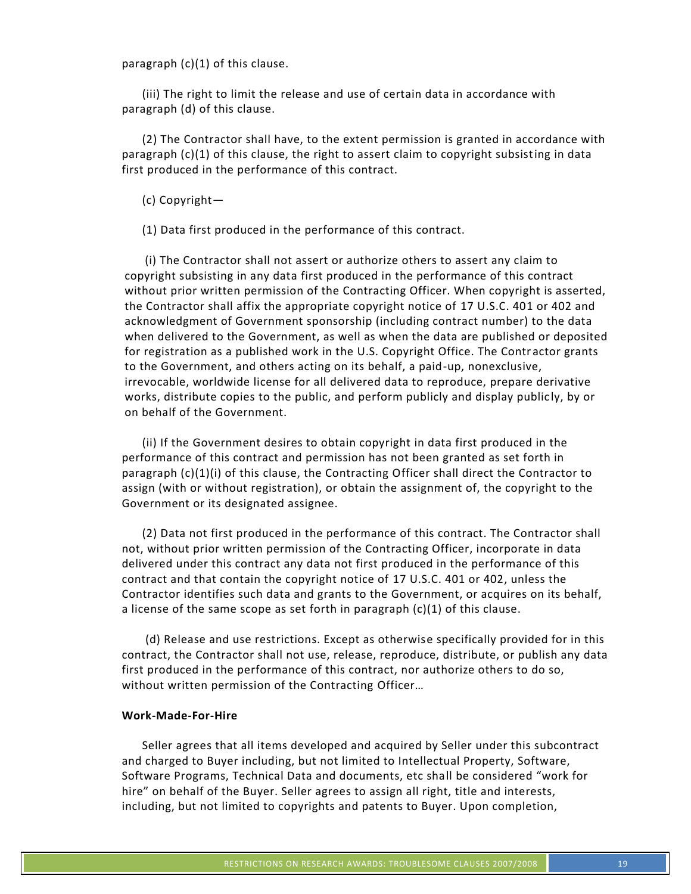paragraph (c)(1) of this clause.

(iii) The right to limit the release and use of certain data in accordance with paragraph (d) of this clause.

(2) The Contractor shall have, to the extent permission is granted in accordance with paragraph (c)(1) of this clause, the right to assert claim to copyright subsisting in data first produced in the performance of this contract.

(c) Copyright—

(1) Data first produced in the performance of this contract.

(i) The Contractor shall not assert or authorize others to assert any claim to copyright subsisting in any data first produced in the performance of this contract without prior written permission of the Contracting Officer. When copyright is asserted, the Contractor shall affix the appropriate copyright notice of 17 U.S.C. 401 or 402 and acknowledgment of Government sponsorship (including contract number) to the data when delivered to the Government, as well as when the data are published or deposited for registration as a published work in the U.S. Copyright Office. The Contractor grants to the Government, and others acting on its behalf, a paid-up, nonexclusive, irrevocable, worldwide license for all delivered data to reproduce, prepare derivative works, distribute copies to the public, and perform publicly and display publicly, by or on behalf of the Government.

(ii) If the Government desires to obtain copyright in data first produced in the performance of this contract and permission has not been granted as set forth in paragraph (c)(1)(i) of this clause, the Contracting Officer shall direct the Contractor to assign (with or without registration), or obtain the assignment of, the copyright to the Government or its designated assignee.

(2) Data not first produced in the performance of this contract. The Contractor shall not, without prior written permission of the Contracting Officer, incorporate in data delivered under this contract any data not first produced in the performance of this contract and that contain the copyright notice of 17 U.S.C. 401 or 402, unless the Contractor identifies such data and grants to the Government, or acquires on its behalf, a license of the same scope as set forth in paragraph (c)(1) of this clause.

(d) Release and use restrictions. Except as otherwise specifically provided for in this contract, the Contractor shall not use, release, reproduce, distribute, or publish any data first produced in the performance of this contract, nor authorize others to do so, without written permission of the Contracting Officer…

**Work-Made-For-Hire**

Seller agrees that all items developed and acquired by Seller under this subcontract and charged to Buyer including, but not limited to Intellectual Property, Software, Software Programs, Technical Data and documents, etc shall be considered "work for hire" on behalf of the Buyer. Seller agrees to assign all right, title and interests, including, but not limited to copyrights and patents to Buyer. Upon completion,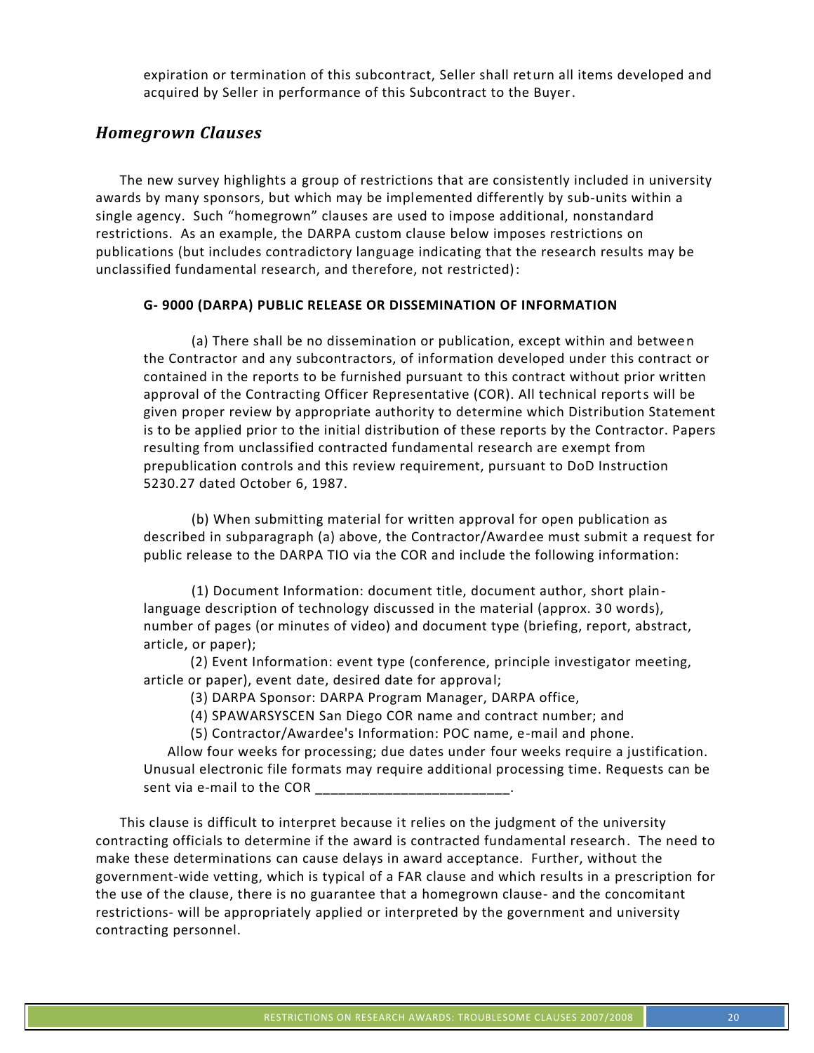expiration or termination of this subcontract, Seller shall return all items developed and acquired by Seller in performance of this Subcontract to the Buyer.

## *Homegrown Clauses*

The new survey highlights a group of restrictions that are consistently included in university awards by many sponsors, but which may be implemented differently by sub-units within a single agency. Such "homegrown" clauses are used to impose additional, nonstandard restrictions. As an example, the DARPA custom clause below imposes restrictions on publications (but includes contradictory language indicating that the research results may be unclassified fundamental research, and therefore, not restricted):

> **G- 9000 (DARPA) PUBLIC RELEASE OR DISSEMINATION OF INFORMATION**
>
> (a) There shall be no dissemination or publication, except within and between the Contractor and any subcontractors, of information developed under this contract or contained in the reports to be furnished pursuant to this contract without prior written approval of the Contracting Officer Representative (COR). All technical reports will be given proper review by appropriate authority to determine which Distribution Statement is to be applied prior to the initial distribution of these reports by the Contractor. Papers resulting from unclassified contracted fundamental research are exempt from prepublication controls and this review requirement, pursuant to DoD Instruction 5230.27 dated October 6, 1987.
>
> (b) When submitting material for written approval for open publication as described in subparagraph (a) above, the Contractor/Awardee must submit a request for public release to the DARPA TIO via the COR and include the following information:
>
> (1) Document Information: document title, document author, short plain-language description of technology discussed in the material (approx. 30 words), number of pages (or minutes of video) and document type (briefing, report, abstract, article, or paper);
>
> (2) Event Information: event type (conference, principle investigator meeting, article or paper), event date, desired date for approval;
>
> (3) DARPA Sponsor: DARPA Program Manager, DARPA office,
>
> (4) SPAWARSYSCEN San Diego COR name and contract number; and
>
> (5) Contractor/Awardee's Information: POC name, e-mail and phone.
>
> Allow four weeks for processing; due dates under four weeks require a justification. Unusual electronic file formats may require additional processing time. Requests can be sent via e-mail to the COR _________________________.

This clause is difficult to interpret because it relies on the judgment of the university contracting officials to determine if the award is contracted fundamental research. The need to make these determinations can cause delays in award acceptance. Further, without the government-wide vetting, which is typical of a FAR clause and which results in a prescription for the use of the clause, there is no guarantee that a homegrown clause- and the concomitant restrictions- will be appropriately applied or interpreted by the government and university contracting personnel.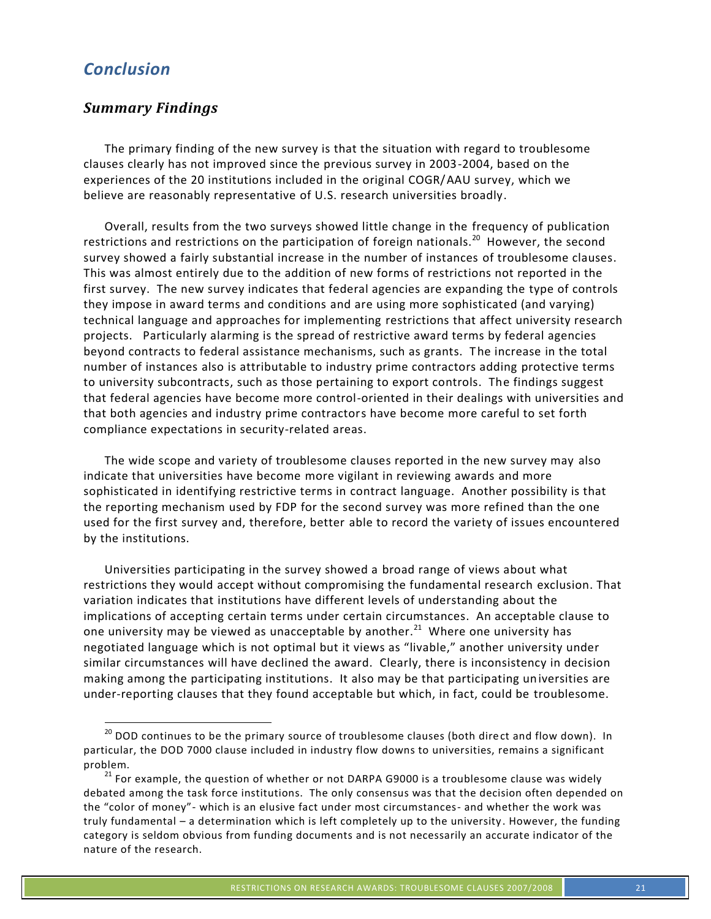## *Conclusion*

### *Summary Findings*

The primary finding of the new survey is that the situation with regard to troublesome clauses clearly has not improved since the previous survey in 2003-2004, based on the experiences of the 20 institutions included in the original COGR/AAU survey, which we believe are reasonably representative of U.S. research universities broadly.

Overall, results from the two surveys showed little change in the frequency of publication restrictions and restrictions on the participation of foreign nationals.[20] However, the second survey showed a fairly substantial increase in the number of instances of troublesome clauses. This was almost entirely due to the addition of new forms of restrictions not reported in the first survey. The new survey indicates that federal agencies are expanding the type of controls they impose in award terms and conditions and are using more sophisticated (and varying) technical language and approaches for implementing restrictions that affect university research projects. Particularly alarming is the spread of restrictive award terms by federal agencies beyond contracts to federal assistance mechanisms, such as grants. The increase in the total number of instances also is attributable to industry prime contractors adding protective terms to university subcontracts, such as those pertaining to export controls. The findings suggest that federal agencies have become more control-oriented in their dealings with universities and that both agencies and industry prime contractors have become more careful to set forth compliance expectations in security-related areas.

The wide scope and variety of troublesome clauses reported in the new survey may also indicate that universities have become more vigilant in reviewing awards and more sophisticated in identifying restrictive terms in contract language. Another possibility is that the reporting mechanism used by FDP for the second survey was more refined than the one used for the first survey and, therefore, better able to record the variety of issues encountered by the institutions.

Universities participating in the survey showed a broad range of views about what restrictions they would accept without compromising the fundamental research exclusion. That variation indicates that institutions have different levels of understanding about the implications of accepting certain terms under certain circumstances. An acceptable clause to one university may be viewed as unacceptable by another.[21] Where one university has negotiated language which is not optimal but it views as "livable," another university under similar circumstances will have declined the award. Clearly, there is inconsistency in decision making among the participating institutions. It also may be that participating universities are under-reporting clauses that they found acceptable but which, in fact, could be troublesome.

---

[20] DOD continues to be the primary source of troublesome clauses (both direct and flow down). In particular, the DOD 7000 clause included in industry flow downs to universities, remains a significant problem.

[21] For example, the question of whether or not DARPA G9000 is a troublesome clause was widely debated among the task force institutions. The only consensus was that the decision often depended on the "color of money"- which is an elusive fact under most circumstances- and whether the work was truly fundamental – a determination which is left completely up to the university. However, the funding category is seldom obvious from funding documents and is not necessarily an accurate indicator of the nature of the research.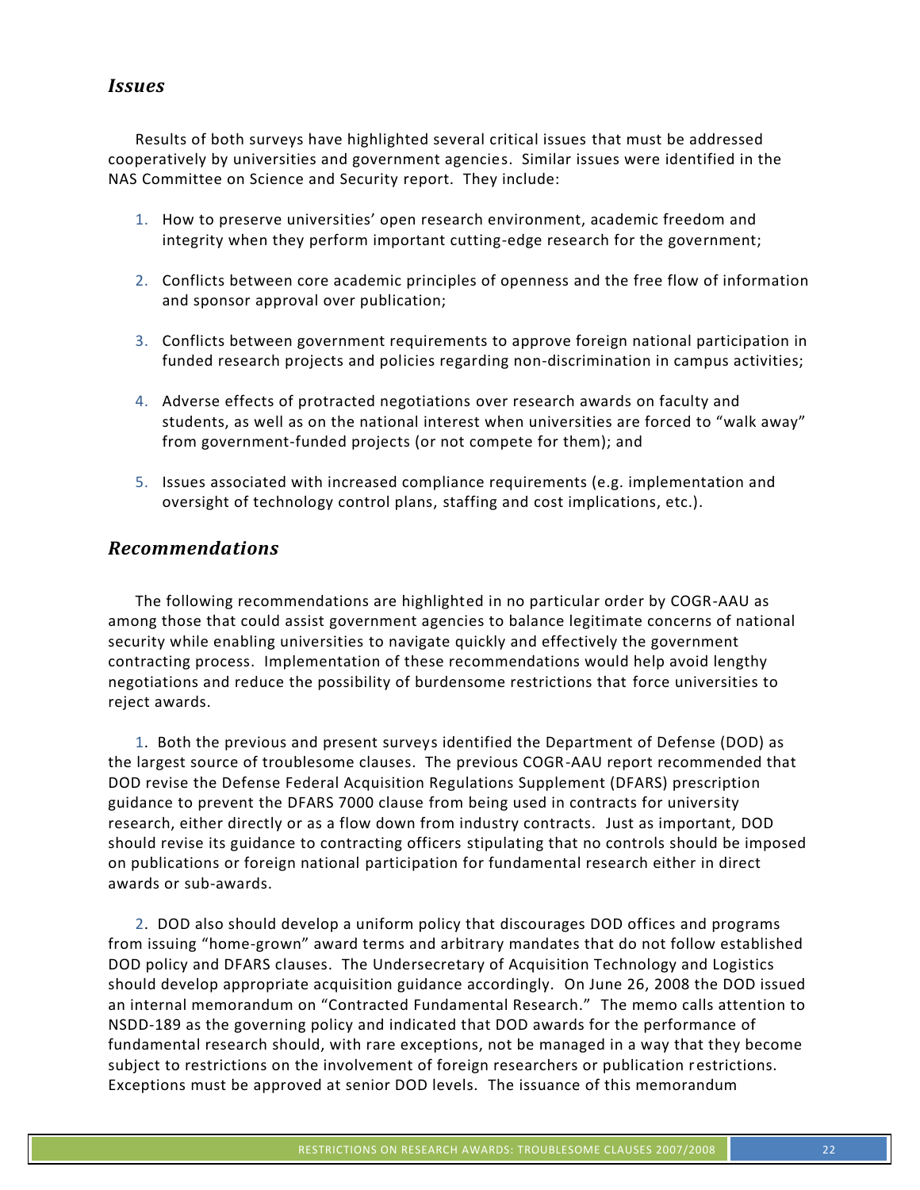## *Issues*

Results of both surveys have highlighted several critical issues that must be addressed cooperatively by universities and government agencies. Similar issues were identified in the NAS Committee on Science and Security report. They include:

1. How to preserve universities' open research environment, academic freedom and integrity when they perform important cutting-edge research for the government;

2. Conflicts between core academic principles of openness and the free flow of information and sponsor approval over publication;

3. Conflicts between government requirements to approve foreign national participation in funded research projects and policies regarding non-discrimination in campus activities;

4. Adverse effects of protracted negotiations over research awards on faculty and students, as well as on the national interest when universities are forced to "walk away" from government-funded projects (or not compete for them); and

5. Issues associated with increased compliance requirements (e.g. implementation and oversight of technology control plans, staffing and cost implications, etc.).

## *Recommendations*

The following recommendations are highlighted in no particular order by COGR-AAU as among those that could assist government agencies to balance legitimate concerns of national security while enabling universities to navigate quickly and effectively the government contracting process. Implementation of these recommendations would help avoid lengthy negotiations and reduce the possibility of burdensome restrictions that force universities to reject awards.

1. Both the previous and present surveys identified the Department of Defense (DOD) as the largest source of troublesome clauses. The previous COGR-AAU report recommended that DOD revise the Defense Federal Acquisition Regulations Supplement (DFARS) prescription guidance to prevent the DFARS 7000 clause from being used in contracts for university research, either directly or as a flow down from industry contracts. Just as important, DOD should revise its guidance to contracting officers stipulating that no controls should be imposed on publications or foreign national participation for fundamental research either in direct awards or sub-awards.

2. DOD also should develop a uniform policy that discourages DOD offices and programs from issuing "home-grown" award terms and arbitrary mandates that do not follow established DOD policy and DFARS clauses. The Undersecretary of Acquisition Technology and Logistics should develop appropriate acquisition guidance accordingly. On June 26, 2008 the DOD issued an internal memorandum on "Contracted Fundamental Research." The memo calls attention to NSDD-189 as the governing policy and indicated that DOD awards for the performance of fundamental research should, with rare exceptions, not be managed in a way that they become subject to restrictions on the involvement of foreign researchers or publication restrictions. Exceptions must be approved at senior DOD levels. The issuance of this memorandum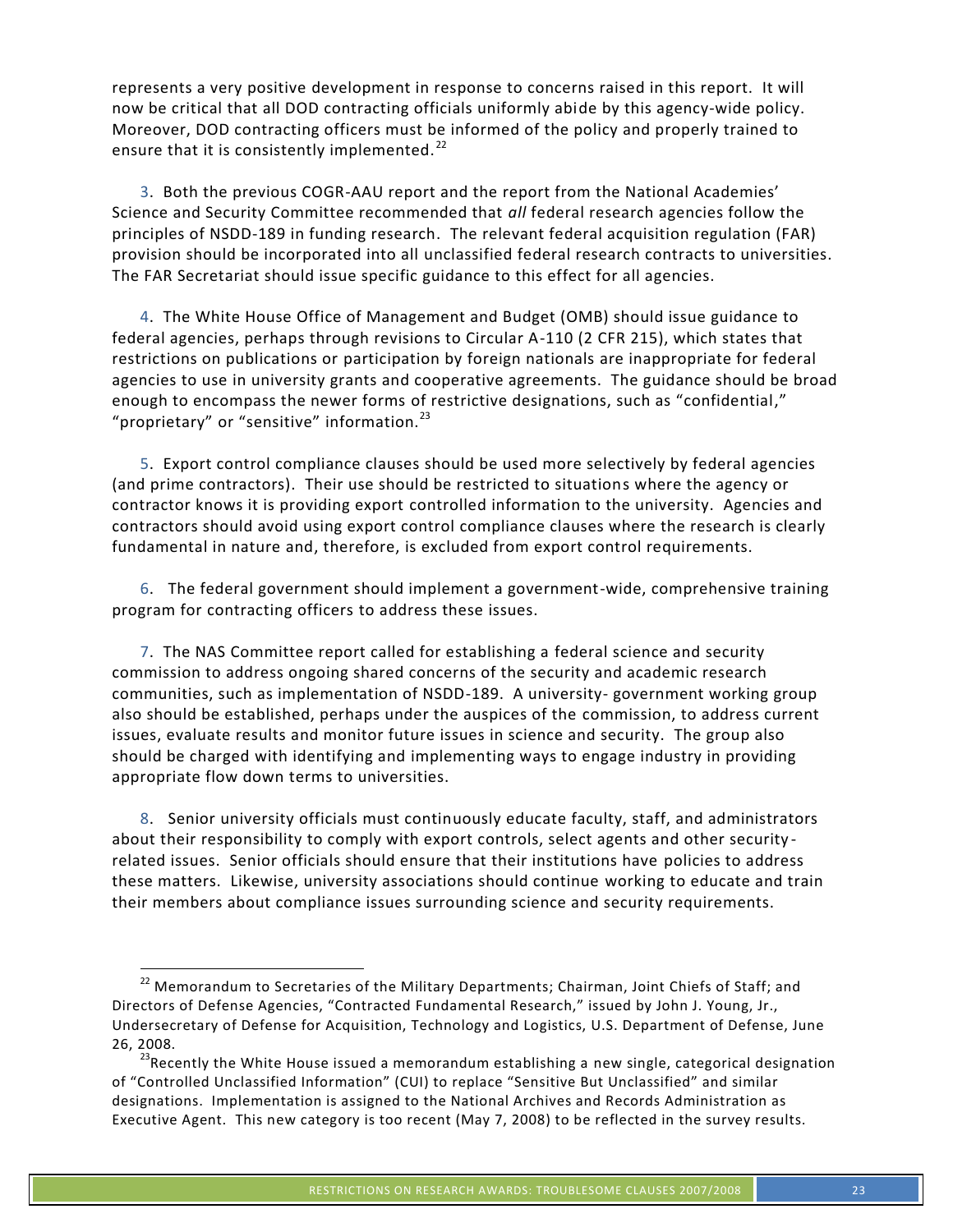represents a very positive development in response to concerns raised in this report. It will now be critical that all DOD contracting officials uniformly abide by this agency-wide policy. Moreover, DOD contracting officers must be informed of the policy and properly trained to ensure that it is consistently implemented.[22]

3. Both the previous COGR-AAU report and the report from the National Academies' Science and Security Committee recommended that *all* federal research agencies follow the principles of NSDD-189 in funding research. The relevant federal acquisition regulation (FAR) provision should be incorporated into all unclassified federal research contracts to universities. The FAR Secretariat should issue specific guidance to this effect for all agencies.

4. The White House Office of Management and Budget (OMB) should issue guidance to federal agencies, perhaps through revisions to Circular A-110 (2 CFR 215), which states that restrictions on publications or participation by foreign nationals are inappropriate for federal agencies to use in university grants and cooperative agreements. The guidance should be broad enough to encompass the newer forms of restrictive designations, such as "confidential," "proprietary" or "sensitive" information.[23]

5. Export control compliance clauses should be used more selectively by federal agencies (and prime contractors). Their use should be restricted to situations where the agency or contractor knows it is providing export controlled information to the university. Agencies and contractors should avoid using export control compliance clauses where the research is clearly fundamental in nature and, therefore, is excluded from export control requirements.

6. The federal government should implement a government-wide, comprehensive training program for contracting officers to address these issues.

7. The NAS Committee report called for establishing a federal science and security commission to address ongoing shared concerns of the security and academic research communities, such as implementation of NSDD-189. A university- government working group also should be established, perhaps under the auspices of the commission, to address current issues, evaluate results and monitor future issues in science and security. The group also should be charged with identifying and implementing ways to engage industry in providing appropriate flow down terms to universities.

8. Senior university officials must continuously educate faculty, staff, and administrators about their responsibility to comply with export controls, select agents and other security-related issues. Senior officials should ensure that their institutions have policies to address these matters. Likewise, university associations should continue working to educate and train their members about compliance issues surrounding science and security requirements.

---

[22] Memorandum to Secretaries of the Military Departments; Chairman, Joint Chiefs of Staff; and Directors of Defense Agencies, "Contracted Fundamental Research," issued by John J. Young, Jr., Undersecretary of Defense for Acquisition, Technology and Logistics, U.S. Department of Defense, June 26, 2008.

[23] Recently the White House issued a memorandum establishing a new single, categorical designation of "Controlled Unclassified Information" (CUI) to replace "Sensitive But Unclassified" and similar designations. Implementation is assigned to the National Archives and Records Administration as Executive Agent. This new category is too recent (May 7, 2008) to be reflected in the survey results.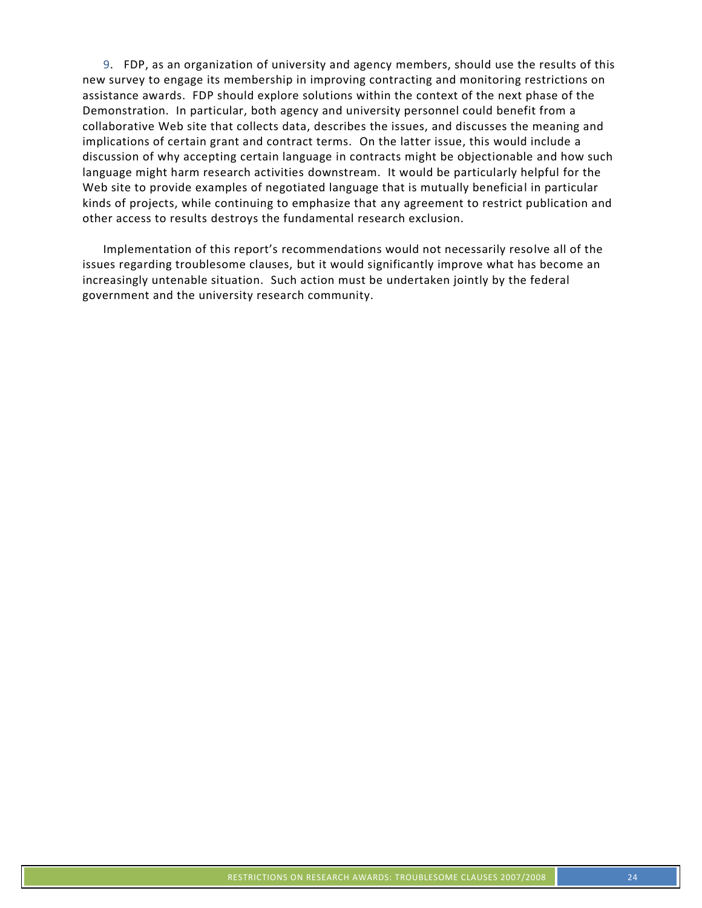9. FDP, as an organization of university and agency members, should use the results of this new survey to engage its membership in improving contracting and monitoring restrictions on assistance awards. FDP should explore solutions within the context of the next phase of the Demonstration. In particular, both agency and university personnel could benefit from a collaborative Web site that collects data, describes the issues, and discusses the meaning and implications of certain grant and contract terms. On the latter issue, this would include a discussion of why accepting certain language in contracts might be objectionable and how such language might harm research activities downstream. It would be particularly helpful for the Web site to provide examples of negotiated language that is mutually beneficial in particular kinds of projects, while continuing to emphasize that any agreement to restrict publication and other access to results destroys the fundamental research exclusion.

Implementation of this report's recommendations would not necessarily resolve all of the issues regarding troublesome clauses, but it would significantly improve what has become an increasingly untenable situation. Such action must be undertaken jointly by the federal government and the university research community.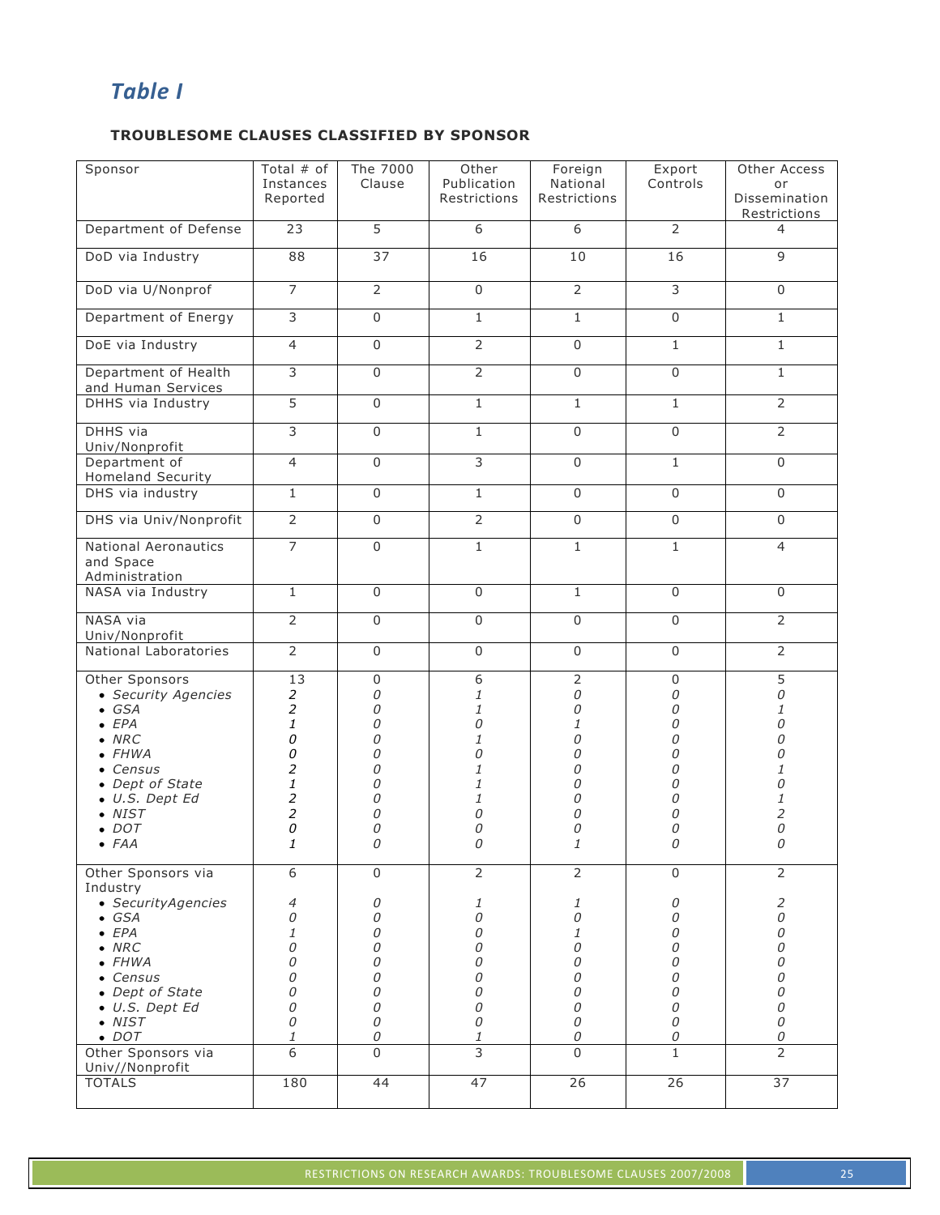## *Table I*

**TROUBLESOME CLAUSES CLASSIFIED BY SPONSOR**

| Sponsor | Total # of Instances Reported | The 7000 Clause | Other Publication Restrictions | Foreign National Restrictions | Export Controls | Other Access or Dissemination Restrictions |
|---|---|---|---|---|---|---|
| Department of Defense | 23 | 5 | 6 | 6 | 2 | 4 |
| DoD via Industry | 88 | 37 | 16 | 10 | 16 | 9 |
| DoD via U/Nonprof | 7 | 2 | 0 | 2 | 3 | 0 |
| Department of Energy | 3 | 0 | 1 | 1 | 0 | 1 |
| DoE via Industry | 4 | 0 | 2 | 0 | 1 | 1 |
| Department of Health and Human Services | 3 | 0 | 2 | 0 | 0 | 1 |
| DHHS via Industry | 5 | 0 | 1 | 1 | 1 | 2 |
| DHHS via Univ/Nonprofit | 3 | 0 | 1 | 0 | 0 | 2 |
| Department of Homeland Security | 4 | 0 | 3 | 0 | 1 | 0 |
| DHS via industry | 1 | 0 | 1 | 0 | 0 | 0 |
| DHS via Univ/Nonprofit | 2 | 0 | 2 | 0 | 0 | 0 |
| National Aeronautics and Space Administration | 7 | 0 | 1 | 1 | 1 | 4 |
| NASA via Industry | 1 | 0 | 0 | 1 | 0 | 0 |
| NASA via Univ/Nonprofit | 2 | 0 | 0 | 0 | 0 | 2 |
| National Laboratories | 2 | 0 | 0 | 0 | 0 | 2 |
| Other Sponsors | 13 | 0 | 6 | 2 | 0 | 5 |
| • *Security Agencies* | *2* | *0* | *1* | *0* | *0* | *0* |
| • *GSA* | *2* | *0* | *1* | *0* | *0* | *1* |
| • *EPA* | *1* | *0* | *0* | *1* | *0* | *0* |
| • *NRC* | *0* | *0* | *1* | *0* | *0* | *0* |
| • *FHWA* | *0* | *0* | *0* | *0* | *0* | *0* |
| • *Census* | *2* | *0* | *1* | *0* | *0* | *1* |
| • *Dept of State* | *1* | *0* | *1* | *0* | *0* | *0* |
| • *U.S. Dept Ed* | *2* | *0* | *1* | *0* | *0* | *1* |
| • *NIST* | *2* | *0* | *0* | *0* | *0* | *2* |
| • *DOT* | *0* | *0* | *0* | *0* | *0* | *0* |
| • *FAA* | *1* | *0* | *0* | *1* | *0* | *0* |
| Other Sponsors via Industry | 6 | 0 | 2 | 2 | 0 | 2 |
| • *SecurityAgencies* | *4* | *0* | *1* | *1* | *0* | *2* |
| • *GSA* | *0* | *0* | *0* | *0* | *0* | *0* |
| • *EPA* | *1* | *0* | *0* | *1* | *0* | *0* |
| • *NRC* | *0* | *0* | *0* | *0* | *0* | *0* |
| • *FHWA* | *0* | *0* | *0* | *0* | *0* | *0* |
| • *Census* | *0* | *0* | *0* | *0* | *0* | *0* |
| • *Dept of State* | *0* | *0* | *0* | *0* | *0* | *0* |
| • *U.S. Dept Ed* | *0* | *0* | *0* | *0* | *0* | *0* |
| • *NIST* | *0* | *0* | *0* | *0* | *0* | *0* |
| • *DOT* | *1* | *0* | *1* | *0* | *0* | *0* |
| Other Sponsors via Univ//Nonprofit | 6 | 0 | 3 | 0 | 1 | 2 |
| TOTALS | 180 | 44 | 47 | 26 | 26 | 37 |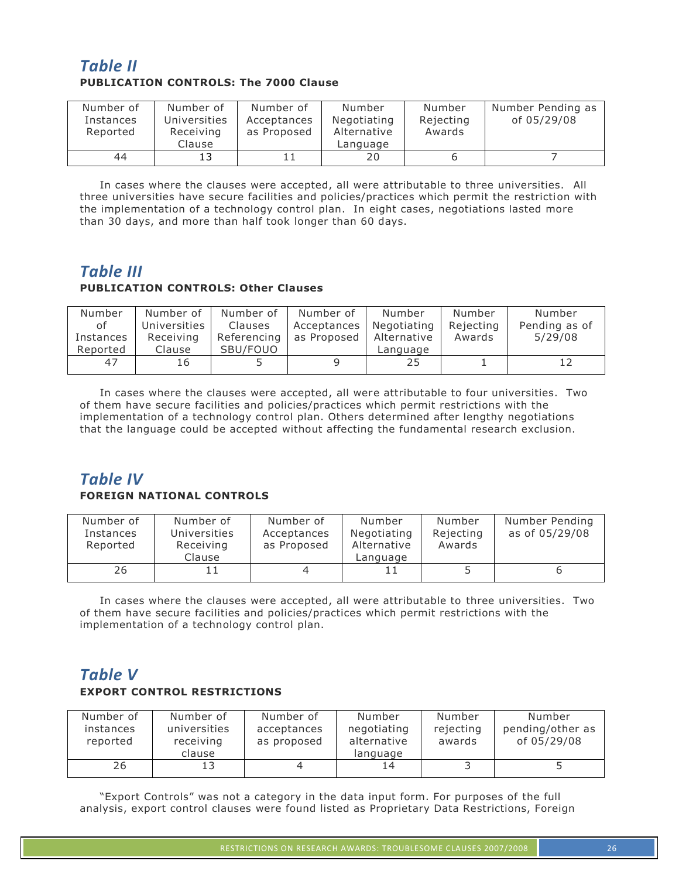## *Table II*

**PUBLICATION CONTROLS: The 7000 Clause**

| Number of Instances Reported | Number of Universities Receiving Clause | Number of Acceptances as Proposed | Number Negotiating Alternative Language | Number Rejecting Awards | Number Pending as of 05/29/08 |
|---|---|---|---|---|---|
| 44 | 13 | 11 | 20 | 6 | 7 |

In cases where the clauses were accepted, all were attributable to three universities. All three universities have secure facilities and policies/practices which permit the restriction with the implementation of a technology control plan. In eight cases, negotiations lasted more than 30 days, and more than half took longer than 60 days.

## *Table III*

**PUBLICATION CONTROLS: Other Clauses**

| Number of Instances Reported | Number of Universities Receiving Clause | Number of Clauses Referencing SBU/FOUO | Number of Acceptances as Proposed | Number Negotiating Alternative Language | Number Rejecting Awards | Number Pending as of 5/29/08 |
|---|---|---|---|---|---|---|
| 47 | 16 | 5 | 9 | 25 | 1 | 12 |

In cases where the clauses were accepted, all were attributable to four universities. Two of them have secure facilities and policies/practices which permit restrictions with the implementation of a technology control plan. Others determined after lengthy negotiations that the language could be accepted without affecting the fundamental research exclusion.

## *Table IV*

**FOREIGN NATIONAL CONTROLS**

| Number of Instances Reported | Number of Universities Receiving Clause | Number of Acceptances as Proposed | Number Negotiating Alternative Language | Number Rejecting Awards | Number Pending as of 05/29/08 |
|---|---|---|---|---|---|
| 26 | 11 | 4 | 11 | 5 | 6 |

In cases where the clauses were accepted, all were attributable to three universities. Two of them have secure facilities and policies/practices which permit restrictions with the implementation of a technology control plan.

## *Table V*

**EXPORT CONTROL RESTRICTIONS**

| Number of instances reported | Number of universities receiving clause | Number of acceptances as proposed | Number negotiating alternative language | Number rejecting awards | Number pending/other as of 05/29/08 |
|---|---|---|---|---|---|
| 26 | 13 | 4 | 14 | 3 | 5 |

"Export Controls" was not a category in the data input form. For purposes of the full analysis, export control clauses were found listed as Proprietary Data Restrictions, Foreign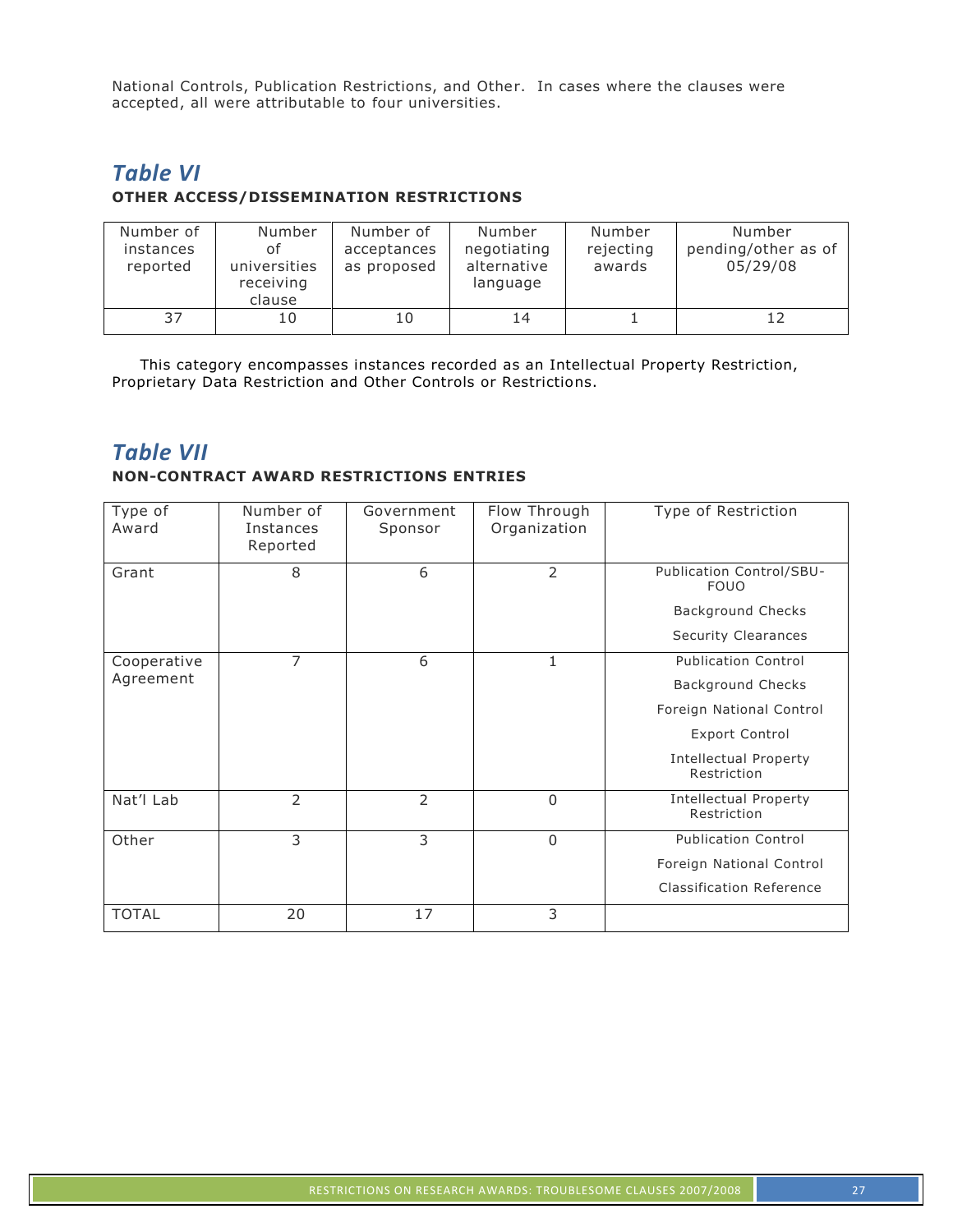National Controls, Publication Restrictions, and Other. In cases where the clauses were accepted, all were attributable to four universities.

## *Table VI*

**OTHER ACCESS/DISSEMINATION RESTRICTIONS**

| Number of instances reported | Number of universities receiving clause | Number of acceptances as proposed | Number negotiating alternative language | Number rejecting awards | Number pending/other as of 05/29/08 |
|---|---|---|---|---|---|
| 37 | 10 | 10 | 14 | 1 | 12 |

This category encompasses instances recorded as an Intellectual Property Restriction, Proprietary Data Restriction and Other Controls or Restrictions.

## *Table VII*

**NON-CONTRACT AWARD RESTRICTIONS ENTRIES**

| Type of Award | Number of Instances Reported | Government Sponsor | Flow Through Organization | Type of Restriction |
|---|---|---|---|---|
| Grant | 8 | 6 | 2 | Publication Control/SBU-FOUO<br>Background Checks<br>Security Clearances |
| Cooperative Agreement | 7 | 6 | 1 | Publication Control<br>Background Checks<br>Foreign National Control<br>Export Control<br>Intellectual Property Restriction |
| Nat'l Lab | 2 | 2 | 0 | Intellectual Property Restriction |
| Other | 3 | 3 | 0 | Publication Control<br>Foreign National Control<br>Classification Reference |
| TOTAL | 20 | 17 | 3 | |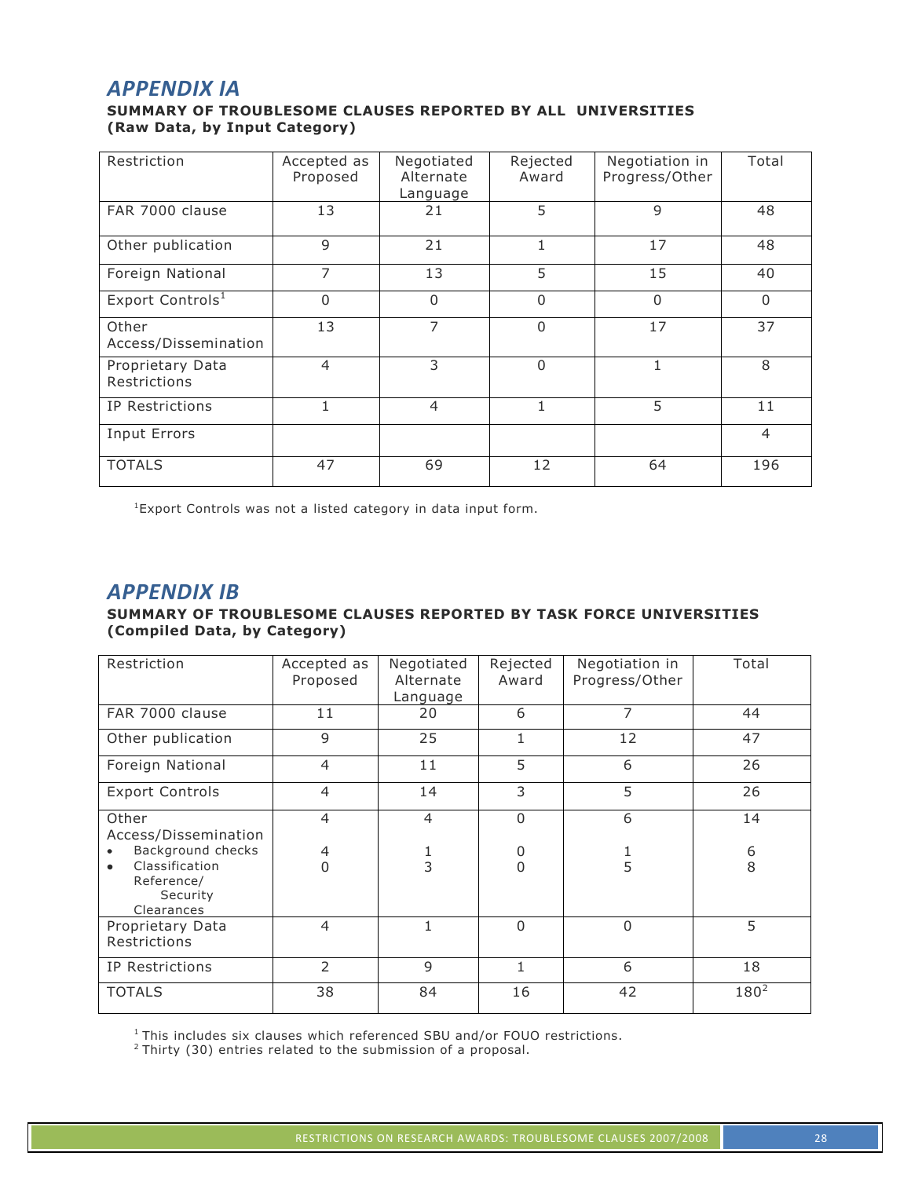## APPENDIX IA

**SUMMARY OF TROUBLESOME CLAUSES REPORTED BY ALL UNIVERSITIES**
**(Raw Data, by Input Category)**

| Restriction | Accepted as Proposed | Negotiated Alternate Language | Rejected Award | Negotiation in Progress/Other | Total |
|---|---|---|---|---|---|
| FAR 7000 clause | 13 | 21 | 5 | 9 | 48 |
| Other publication | 9 | 21 | 1 | 17 | 48 |
| Foreign National | 7 | 13 | 5 | 15 | 40 |
| Export Controls[1] | 0 | 0 | 0 | 0 | 0 |
| Other Access/Dissemination | 13 | 7 | 0 | 17 | 37 |
| Proprietary Data Restrictions | 4 | 3 | 0 | 1 | 8 |
| IP Restrictions | 1 | 4 | 1 | 5 | 11 |
| Input Errors | | | | | 4 |
| TOTALS | 47 | 69 | 12 | 64 | 196 |

[1]Export Controls was not a listed category in data input form.

## APPENDIX IB

**SUMMARY OF TROUBLESOME CLAUSES REPORTED BY TASK FORCE UNIVERSITIES**
**(Compiled Data, by Category)**

| Restriction | Accepted as Proposed | Negotiated Alternate Language | Rejected Award | Negotiation in Progress/Other | Total |
|---|---|---|---|---|---|
| FAR 7000 clause | 11 | 20 | 6 | 7 | 44 |
| Other publication | 9 | 25 | 1 | 12 | 47 |
| Foreign National | 4 | 11 | 5 | 6 | 26 |
| Export Controls | 4 | 14 | 3 | 5 | 26 |
| Other Access/Dissemination | 4 | 4 | 0 | 6 | 14 |
| • Background checks | 4 | 1 | 0 | 1 | 6 |
| • Classification Reference/ Security Clearances | 0 | 3 | 0 | 5 | 8 |
| Proprietary Data Restrictions | 4 | 1 | 0 | 0 | 5 |
| IP Restrictions | 2 | 9 | 1 | 6 | 18 |
| TOTALS | 38 | 84 | 16 | 42 | 180[2] |

[1] This includes six clauses which referenced SBU and/or FOUO restrictions.
[2] Thirty (30) entries related to the submission of a proposal.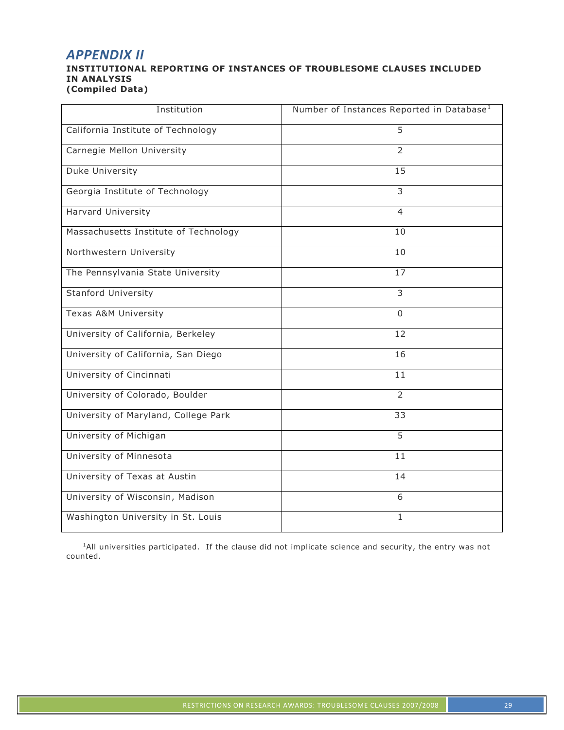# *APPENDIX II*

**INSTITUTIONAL REPORTING OF INSTANCES OF TROUBLESOME CLAUSES INCLUDED IN ANALYSIS**
**(Compiled Data)**

| Institution | Number of Instances Reported in Database[1] |
|---|---|
| California Institute of Technology | 5 |
| Carnegie Mellon University | 2 |
| Duke University | 15 |
| Georgia Institute of Technology | 3 |
| Harvard University | 4 |
| Massachusetts Institute of Technology | 10 |
| Northwestern University | 10 |
| The Pennsylvania State University | 17 |
| Stanford University | 3 |
| Texas A&M University | 0 |
| University of California, Berkeley | 12 |
| University of California, San Diego | 16 |
| University of Cincinnati | 11 |
| University of Colorado, Boulder | 2 |
| University of Maryland, College Park | 33 |
| University of Michigan | 5 |
| University of Minnesota | 11 |
| University of Texas at Austin | 14 |
| University of Wisconsin, Madison | 6 |
| Washington University in St. Louis | 1 |

[1]All universities participated. If the clause did not implicate science and security, the entry was not counted.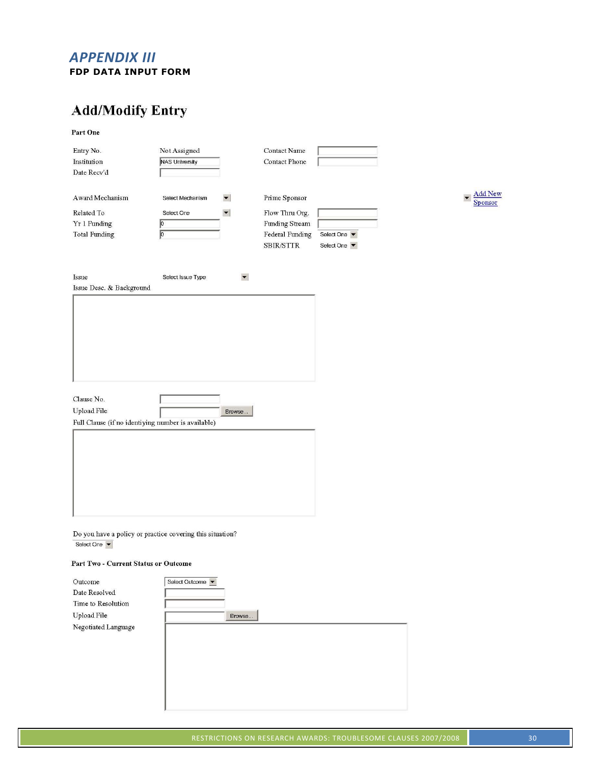# APPENDIX III

**FDP DATA INPUT FORM**

## Add/Modify Entry

**Part One**

| | | | |
|---|---|---|---|
| Entry No. | Not Assigned | Contact Name | |
| Institution | NAS University | Contact Phone | |
| Date Recv'd | | | |

| | | | |
|---|---|---|---|
| Award Mechanism | Select Mechanism | Prime Sponsor | Add New Sponsor |
| Related To | Select One | Flow Thru Org. | |
| Yr 1 Funding | 0 | Funding Stream | |
| Total Funding | 0 | Federal Funding | Select One |
| | | SBIR/STTR | Select One |

Issue: Select Issue Type

Issue Desc. & Background

Clause No.

Upload File — Browse...

Full Clause (if no identiying number is available)

Do you have a policy or practice covering this situation?

Select One

**Part Two - Current Status or Outcome**

| | |
|---|---|
| Outcome | Select Outcome |
| Date Resolved | |
| Time to Resolution | |
| Upload File | Browse... |
| Negotiated Language | |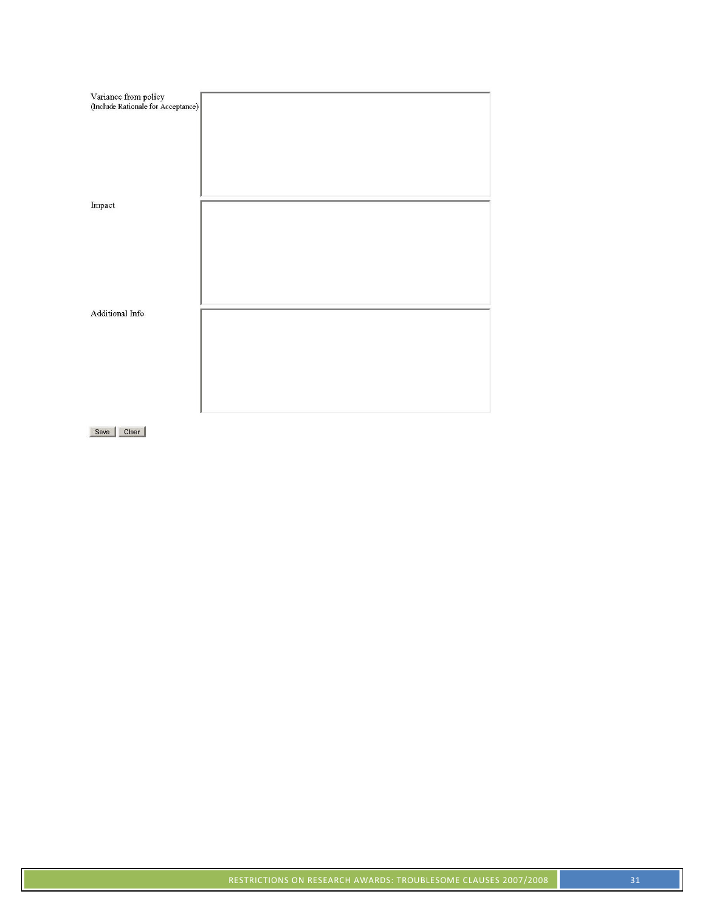Variance from policy
(Include Rationale for Acceptance)

Impact

Additional Info

Save Clear